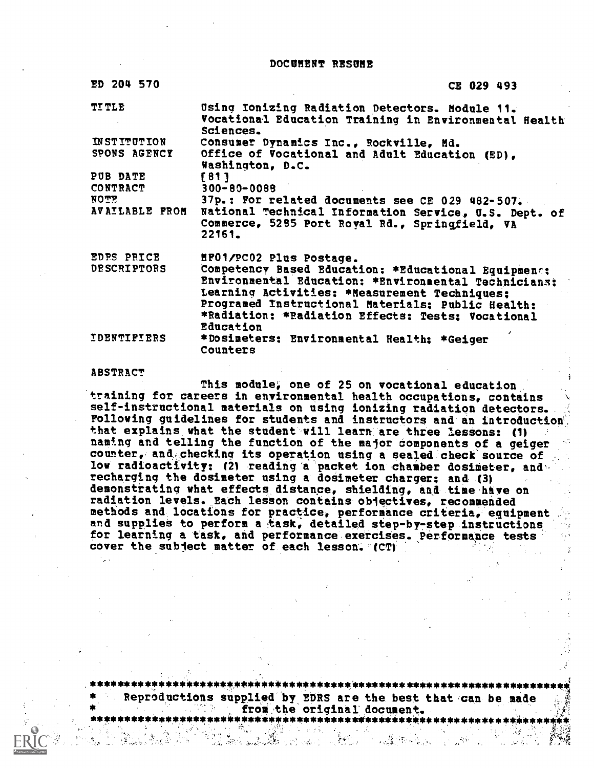# DOCUMENT RESUME

| | |
|---|---|
| ED 204 570 | CE 029 493 |
| TITLE | Using Ionizing Radiation Detectors. Module 11. Vocational Education Training in Environmental Health Sciences. |
| INSTITUTION | Consumer Dynamics Inc., Rockville, Md. |
| SPONS AGENCY | Office of Vocational and Adult Education (ED), Washington, D.C. |
| PUB DATE | [81] |
| CONTRACT | 300-80-0088 |
| NOTE | 37p.: For related documents see CE 029 482-507. |
| AVAILABLE FROM | National Technical Information Service, U.S. Dept. of Commerce, 5285 Port Royal Rd., Springfield, VA 22161. |
| EDRS PRICE | MF01/PC02 Plus Postage. |
| DESCRIPTORS | Competency Based Education: *Educational Equipment; Environmental Education: *Environmental Technicians; Learning Activities: *Measurement Techniques; Programed Instructional Materials; Public Health: *Radiation: *Radiation Effects: Tests; Vocational Education |
| IDENTIFIERS | *Dosimeters; Environmental Health; *Geiger Counters |

ABSTRACT

This module, one of 25 on vocational education training for careers in environmental health occupations, contains self-instructional materials on using ionizing radiation detectors. Following guidelines for students and instructors and an introduction that explains what the student will learn are three lessons: (1) naming and telling the function of the major components of a geiger counter, and checking its operation using a sealed check source of low radioactivity; (2) reading a packet ion chamber dosimeter, and recharging the dosimeter using a dosimeter charger; and (3) demonstrating what effects distance, shielding, and time have on radiation levels. Each lesson contains objectives, recommended methods and locations for practice, performance criteria, equipment and supplies to perform a task, detailed step-by-step instructions for learning a task, and performance exercises. Performance tests cover the subject matter of each lesson. (CT)

---

Reproductions supplied by EDRS are the best that can be made from the original document.

---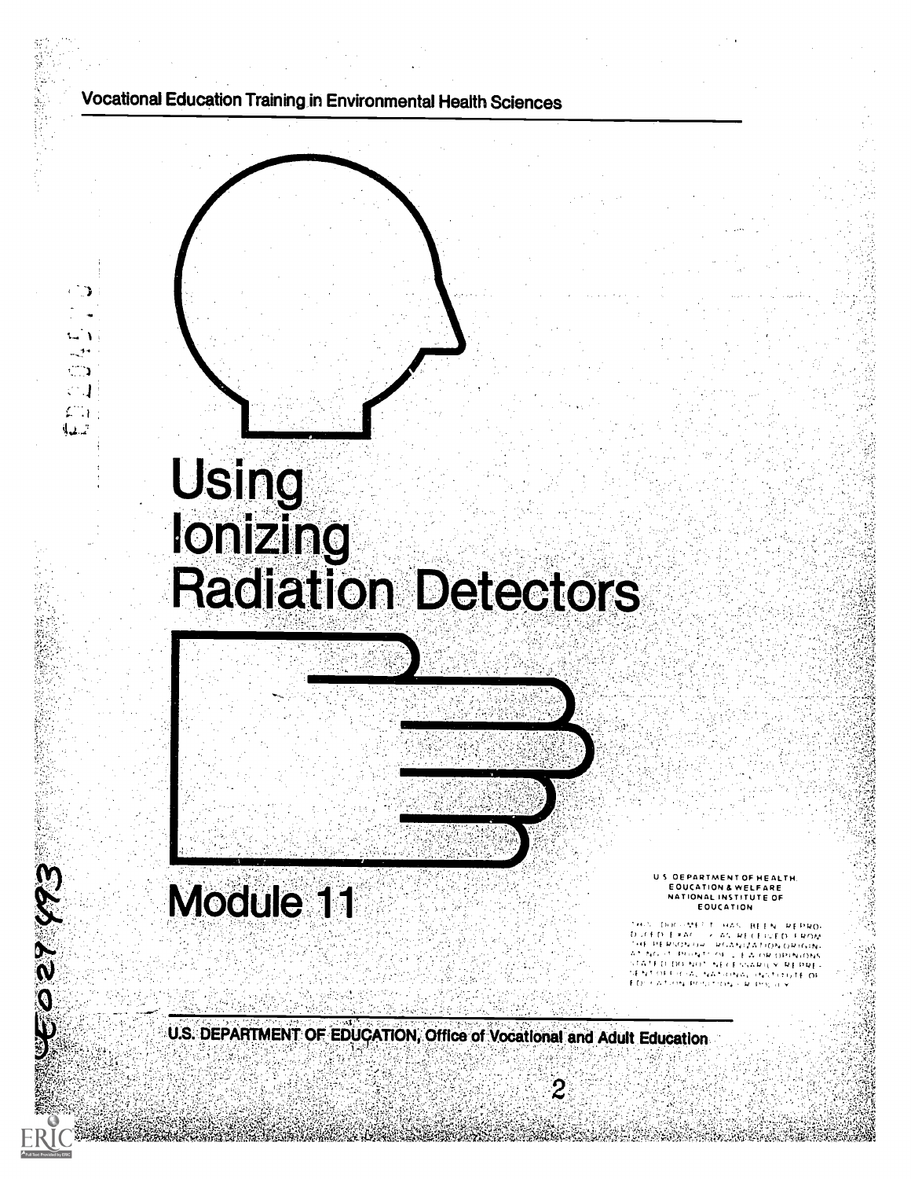Vocational Education Training in Environmental Health Sciences

# Using Ionizing Radiation Detectors

## Module 11

U.S. DEPARTMENT OF HEALTH
EDUCATION & WELFARE
NATIONAL INSTITUTE OF
EDUCATION

THIS DOCUMENT HAS BEEN REPRODUCED EXACTLY AS RECEIVED FROM THE PERSON OR ORGANIZATION ORIGINATING IT. POINTS OF VIEW OR OPINIONS STATED DO NOT NECESSARILY REPRESENT OFFICIAL NATIONAL INSTITUTE OF EDUCATION POSITION OR POLICY.

U.S. DEPARTMENT OF EDUCATION, Office of Vocational and Adult Education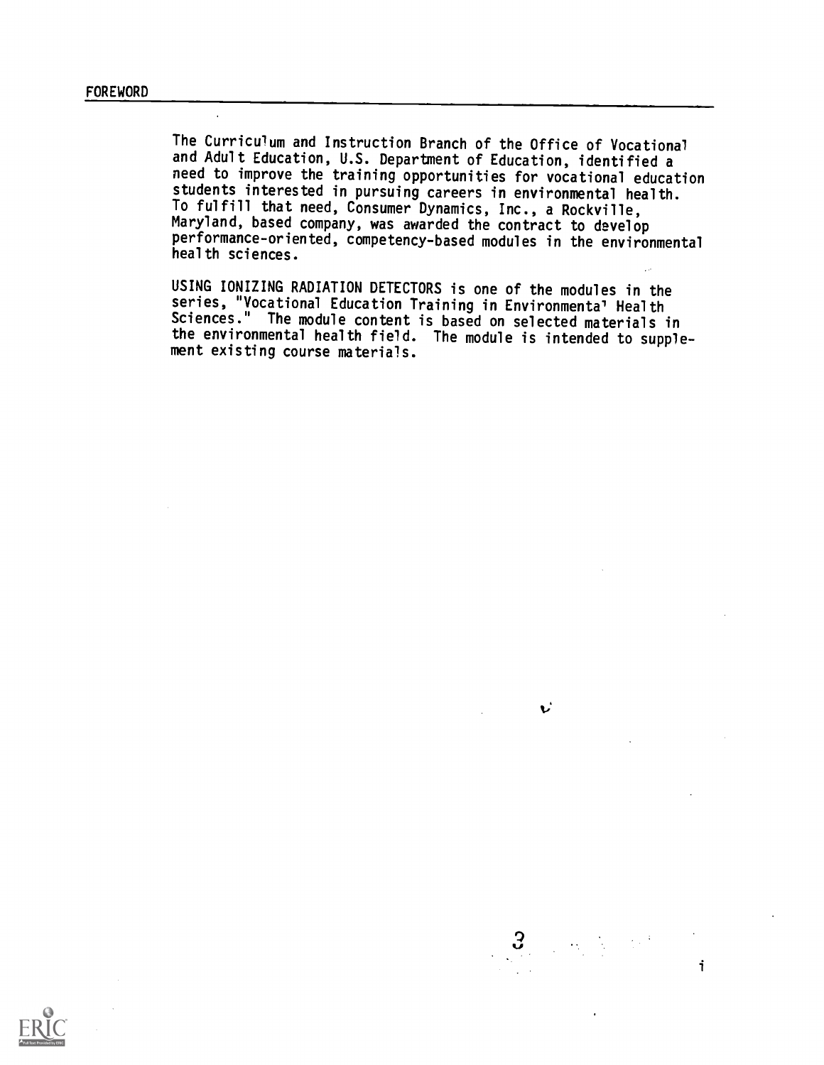## FOREWORD

The Curriculum and Instruction Branch of the Office of Vocational and Adult Education, U.S. Department of Education, identified a need to improve the training opportunities for vocational education students interested in pursuing careers in environmental health. To fulfill that need, Consumer Dynamics, Inc., a Rockville, Maryland, based company, was awarded the contract to develop performance-oriented, competency-based modules in the environmental health sciences.

USING IONIZING RADIATION DETECTORS is one of the modules in the series, "Vocational Education Training in Environmental Health Sciences." The module content is based on selected materials in the environmental health field. The module is intended to supplement existing course materials.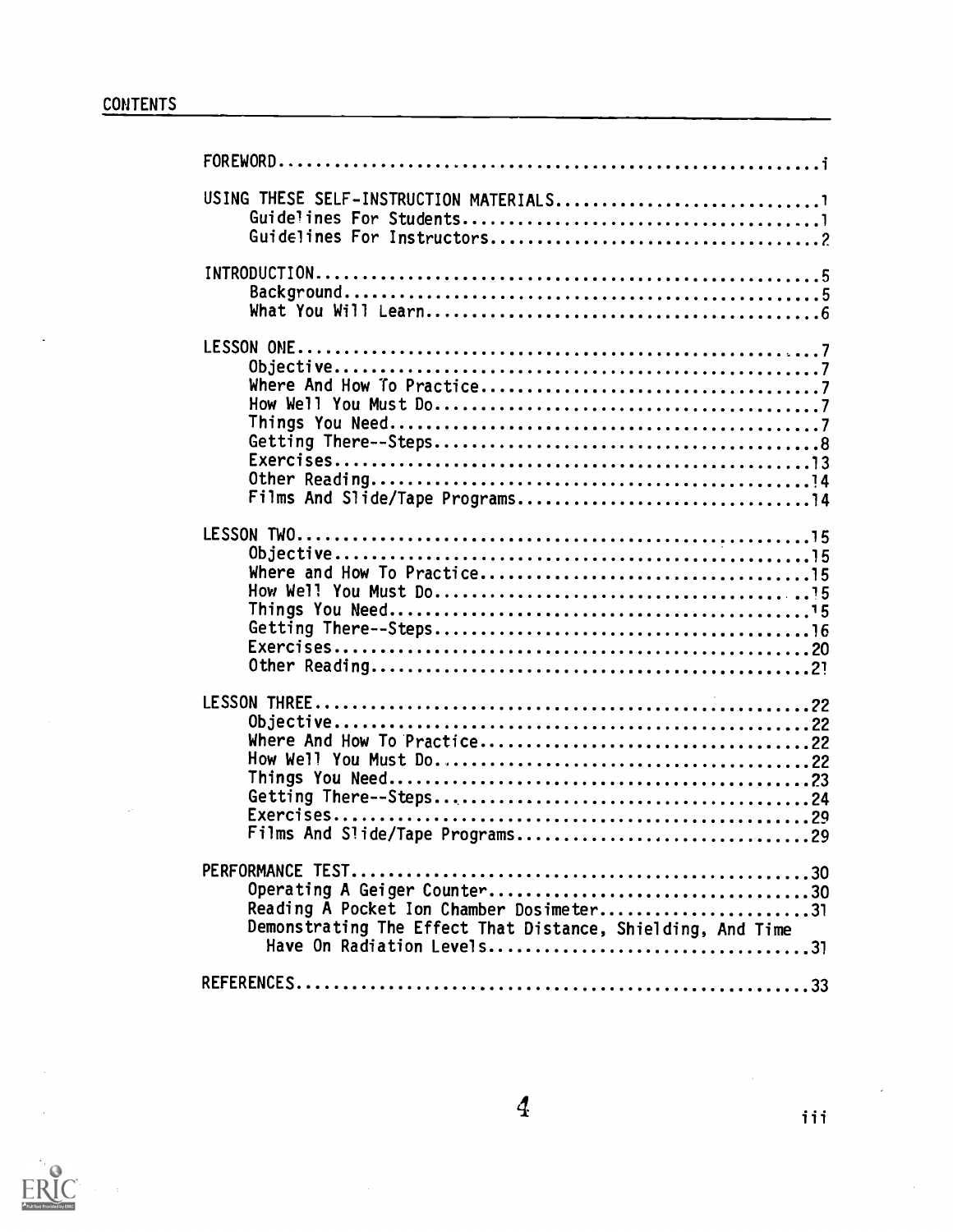## CONTENTS

FOREWORD....................................................................i

USING THESE SELF-INSTRUCTION MATERIALS..............................1
- Guidelines For Students.........................................1
- Guidelines For Instructors.....................................2

INTRODUCTION..............................................................5
- Background.......................................................5
- What You Will Learn............................................6

LESSON ONE................................................................7
- Objective........................................................7
- Where And How To Practice.......................................7
- How Well You Must Do...........................................7
- Things You Need.................................................7
- Getting There--Steps...........................................8
- Exercises.......................................................13
- Other Reading...................................................14
- Films And Slide/Tape Programs.................................14

LESSON TWO...............................................................15
- Objective.......................................................15
- Where and How To Practice.....................................15
- How Well You Must Do..........................................15
- Things You Need................................................15
- Getting There--Steps..........................................16
- Exercises.......................................................20
- Other Reading...................................................21

LESSON THREE.............................................................22
- Objective.......................................................22
- Where And How To Practice.....................................22
- How Well You Must Do..........................................22
- Things You Need................................................23
- Getting There--Steps..........................................24
- Exercises.......................................................29
- Films And Slide/Tape Programs.................................29

PERFORMANCE TEST.........................................................30
- Operating A Geiger Counter....................................30
- Reading A Pocket Ion Chamber Dosimeter.......................31
- Demonstrating The Effect That Distance, Shielding, And Time Have On Radiation Levels....................................31

REFERENCES...............................................................33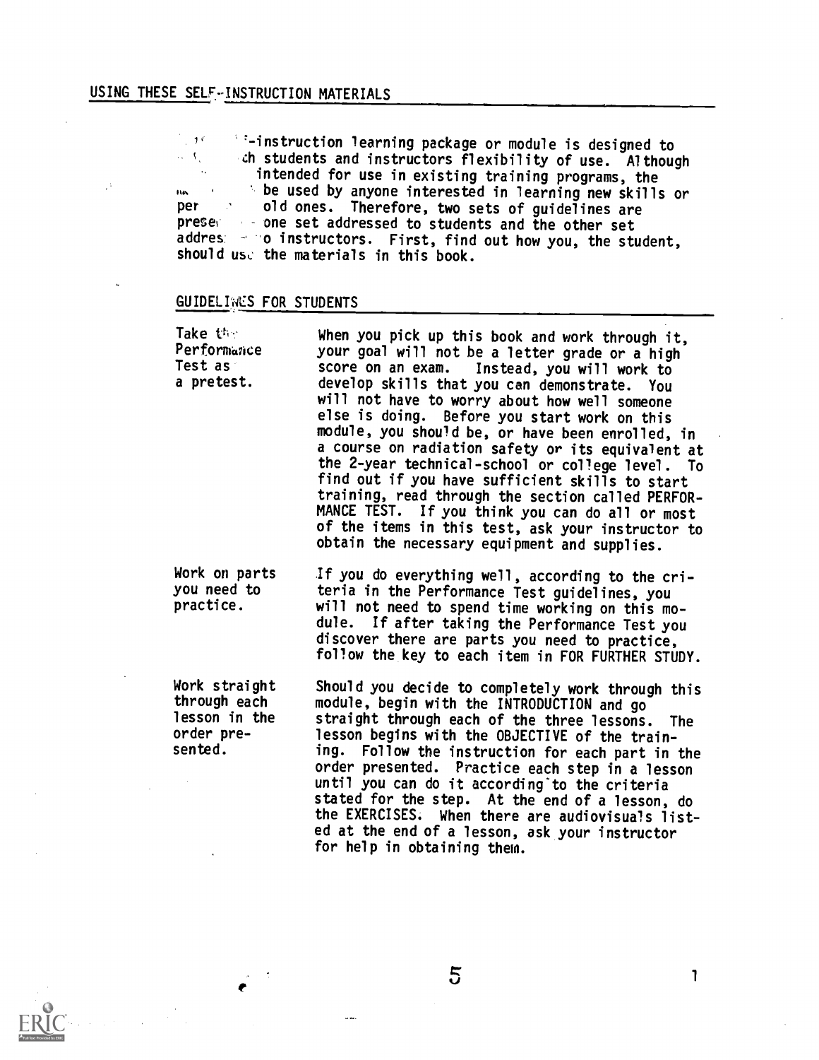## USING THESE SELF-INSTRUCTION MATERIALS

. ᵀ' '-instruction learning package or module is designed to ' ch students and instructors flexibility of use. Although intended for use in existing training programs, the ᵢᵢₐ ' be used by anyone interested in learning new skills or per old ones. Therefore, two sets of guidelines are prese one set addressed to students and the other set addres o instructors. First, find out how you, the student, should use the materials in this book.

## GUIDELINES FOR STUDENTS

**Take the Performance Test as a pretest.**

When you pick up this book and work through it, your goal will not be a letter grade or a high score on an exam. Instead, you will work to develop skills that you can demonstrate. You will not have to worry about how well someone else is doing. Before you start work on this module, you should be, or have been enrolled, in a course on radiation safety or its equivalent at the 2-year technical-school or college level. To find out if you have sufficient skills to start training, read through the section called PERFORMANCE TEST. If you think you can do all or most of the items in this test, ask your instructor to obtain the necessary equipment and supplies.

**Work on parts you need to practice.**

If you do everything well, according to the criteria in the Performance Test guidelines, you will not need to spend time working on this module. If after taking the Performance Test you discover there are parts you need to practice, follow the key to each item in FOR FURTHER STUDY.

**Work straight through each lesson in the order presented.**

Should you decide to completely work through this module, begin with the INTRODUCTION and go straight through each of the three lessons. The lesson begins with the OBJECTIVE of the training. Follow the instruction for each part in the order presented. Practice each step in a lesson until you can do it according to the criteria stated for the step. At the end of a lesson, do the EXERCISES. When there are audiovisuals listed at the end of a lesson, ask your instructor for help in obtaining them.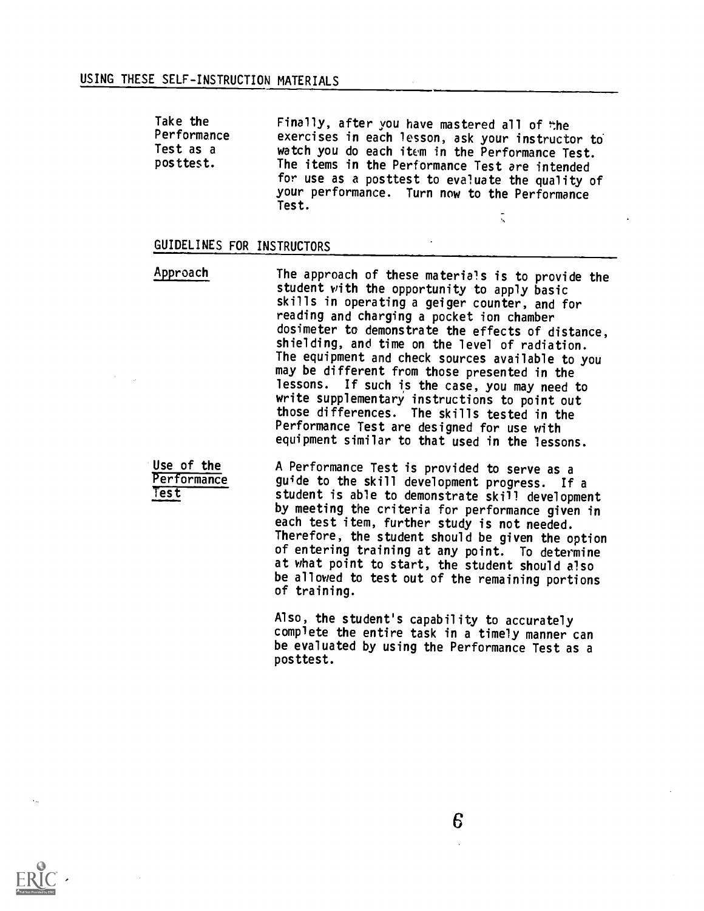## USING THESE SELF-INSTRUCTION MATERIALS

**Take the Performance Test as a posttest.**

Finally, after you have mastered all of the exercises in each lesson, ask your instructor to watch you do each item in the Performance Test. The items in the Performance Test are intended for use as a posttest to evaluate the quality of your performance. Turn now to the Performance Test.

## GUIDELINES FOR INSTRUCTORS

**Approach**

The approach of these materials is to provide the student with the opportunity to apply basic skills in operating a geiger counter, and for reading and charging a pocket ion chamber dosimeter to demonstrate the effects of distance, shielding, and time on the level of radiation. The equipment and check sources available to you may be different from those presented in the lessons. If such is the case, you may need to write supplementary instructions to point out those differences. The skills tested in the Performance Test are designed for use with equipment similar to that used in the lessons.

**Use of the Performance Test**

A Performance Test is provided to serve as a guide to the skill development progress. If a student is able to demonstrate skill development by meeting the criteria for performance given in each test item, further study is not needed. Therefore, the student should be given the option of entering training at any point. To determine at what point to start, the student should also be allowed to test out of the remaining portions of training.

Also, the student's capability to accurately complete the entire task in a timely manner can be evaluated by using the Performance Test as a posttest.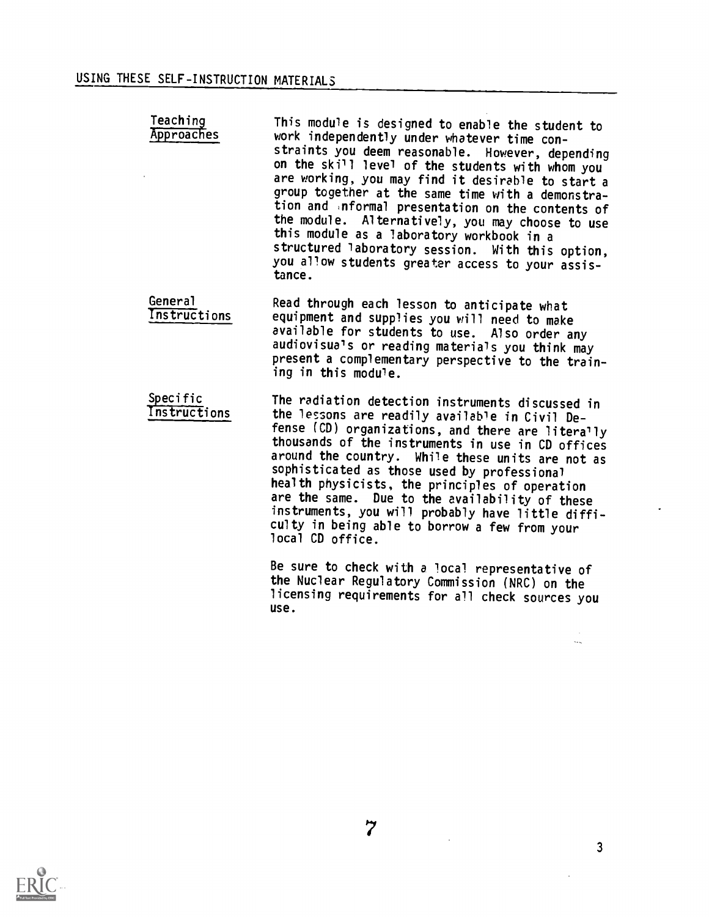## USING THESE SELF-INSTRUCTION MATERIALS

**Teaching Approaches**

This module is designed to enable the student to work independently under whatever time constraints you deem reasonable. However, depending on the skill level of the students with whom you are working, you may find it desirable to start a group together at the same time with a demonstration and informal presentation on the contents of the module. Alternatively, you may choose to use this module as a laboratory workbook in a structured laboratory session. With this option, you allow students greater access to your assistance.

**General Instructions**

Read through each lesson to anticipate what equipment and supplies you will need to make available for students to use. Also order any audiovisuals or reading materials you think may present a complementary perspective to the training in this module.

**Specific Instructions**

The radiation detection instruments discussed in the lessons are readily available in Civil Defense (CD) organizations, and there are literally thousands of the instruments in use in CD offices around the country. While these units are not as sophisticated as those used by professional health physicists, the principles of operation are the same. Due to the availability of these instruments, you will probably have little difficulty in being able to borrow a few from your local CD office.

Be sure to check with a local representative of the Nuclear Regulatory Commission (NRC) on the licensing requirements for all check sources you use.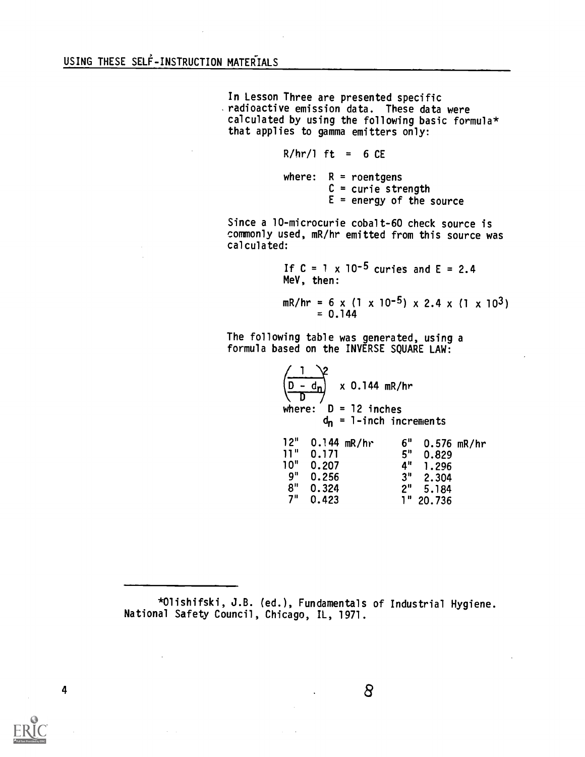In Lesson Three are presented specific radioactive emission data. These data were calculated by using the following basic formula* that applies to gamma emitters only:

$$R/hr/1\ ft = 6\ CE$$

where: R = roentgens
C = curie strength
E = energy of the source

Since a 10-microcurie cobalt-60 check source is commonly used, mR/hr emitted from this source was calculated:

If $C = 1 \times 10^{-5}$ curies and $E = 2.4$ MeV, then:

$$mR/hr = 6 \times (1 \times 10^{-5}) \times 2.4 \times (1 \times 10^{3}) = 0.144$$

The following table was generated, using a formula based on the INVERSE SQUARE LAW:

$$\left(\frac{1}{\frac{D - d_n}{D}}\right)^2 \times 0.144\ mR/hr$$

where: D = 12 inches
$d_n$ = 1-inch increments

| | | | |
|---|---|---|---|
| 12" | 0.144 mR/hr | 6" | 0.576 mR/hr |
| 11" | 0.171 | 5" | 0.829 |
| 10" | 0.207 | 4" | 1.296 |
| 9" | 0.256 | 3" | 2.304 |
| 8" | 0.324 | 2" | 5.184 |
| 7" | 0.423 | 1" | 20.736 |

---

*Olishifski, J.B. (ed.), Fundamentals of Industrial Hygiene. National Safety Council, Chicago, IL, 1971.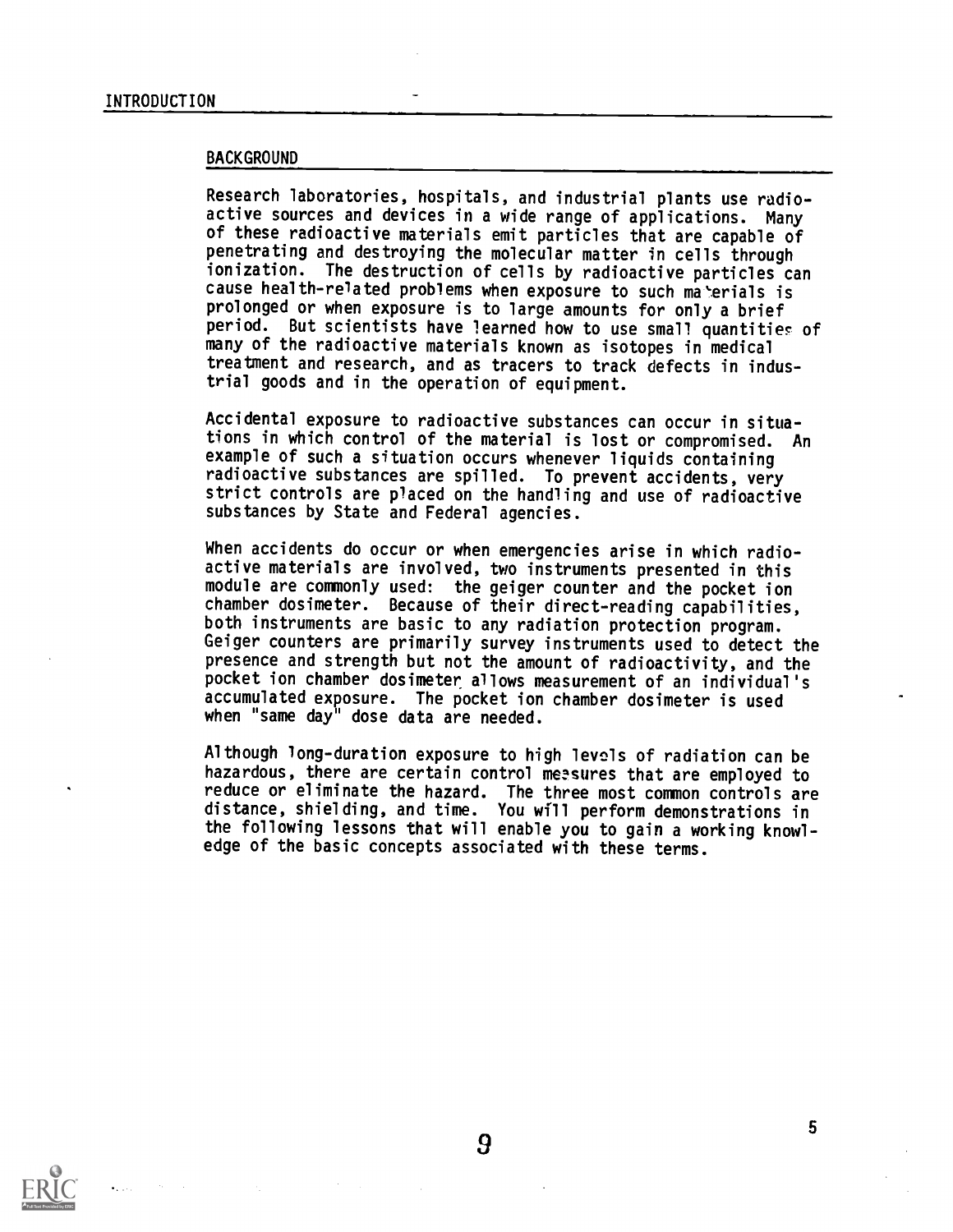# INTRODUCTION

## BACKGROUND

Research laboratories, hospitals, and industrial plants use radioactive sources and devices in a wide range of applications. Many of these radioactive materials emit particles that are capable of penetrating and destroying the molecular matter in cells through ionization. The destruction of cells by radioactive particles can cause health-related problems when exposure to such materials is prolonged or when exposure is to large amounts for only a brief period. But scientists have learned how to use small quantities of many of the radioactive materials known as isotopes in medical treatment and research, and as tracers to track defects in industrial goods and in the operation of equipment.

Accidental exposure to radioactive substances can occur in situations in which control of the material is lost or compromised. An example of such a situation occurs whenever liquids containing radioactive substances are spilled. To prevent accidents, very strict controls are placed on the handling and use of radioactive substances by State and Federal agencies.

When accidents do occur or when emergencies arise in which radioactive materials are involved, two instruments presented in this module are commonly used: the geiger counter and the pocket ion chamber dosimeter. Because of their direct-reading capabilities, both instruments are basic to any radiation protection program. Geiger counters are primarily survey instruments used to detect the presence and strength but not the amount of radioactivity, and the pocket ion chamber dosimeter allows measurement of an individual's accumulated exposure. The pocket ion chamber dosimeter is used when "same day" dose data are needed.

Although long-duration exposure to high levels of radiation can be hazardous, there are certain control measures that are employed to reduce or eliminate the hazard. The three most common controls are distance, shielding, and time. You will perform demonstrations in the following lessons that will enable you to gain a working knowledge of the basic concepts associated with these terms.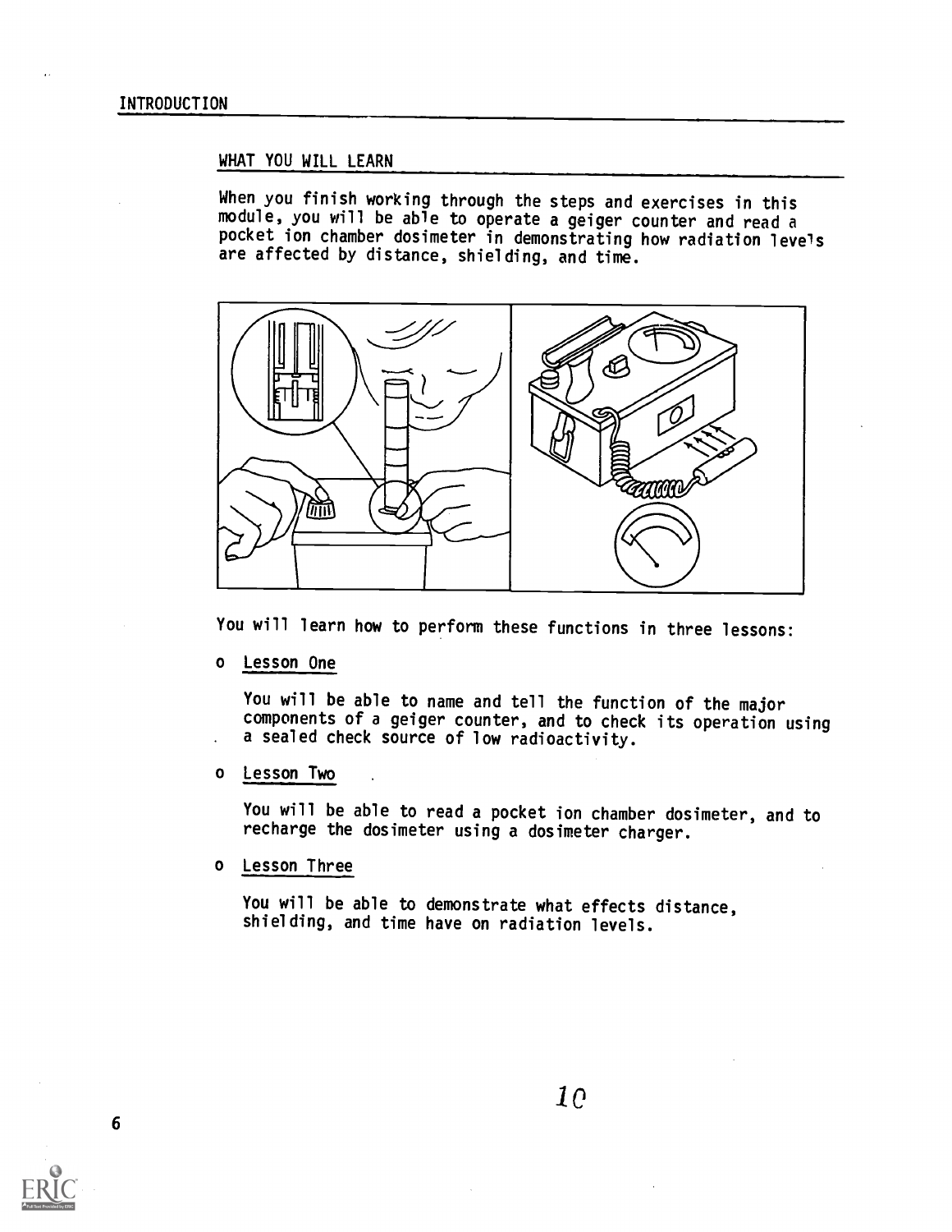## INTRODUCTION

### WHAT YOU WILL LEARN

When you finish working through the steps and exercises in this module, you will be able to operate a geiger counter and read a pocket ion chamber dosimeter in demonstrating how radiation levels are affected by distance, shielding, and time.

You will learn how to perform these functions in three lessons:

- Lesson One

  You will be able to name and tell the function of the major components of a geiger counter, and to check its operation using a sealed check source of low radioactivity.

- Lesson Two

  You will be able to read a pocket ion chamber dosimeter, and to recharge the dosimeter using a dosimeter charger.

- Lesson Three

  You will be able to demonstrate what effects distance, shielding, and time have on radiation levels.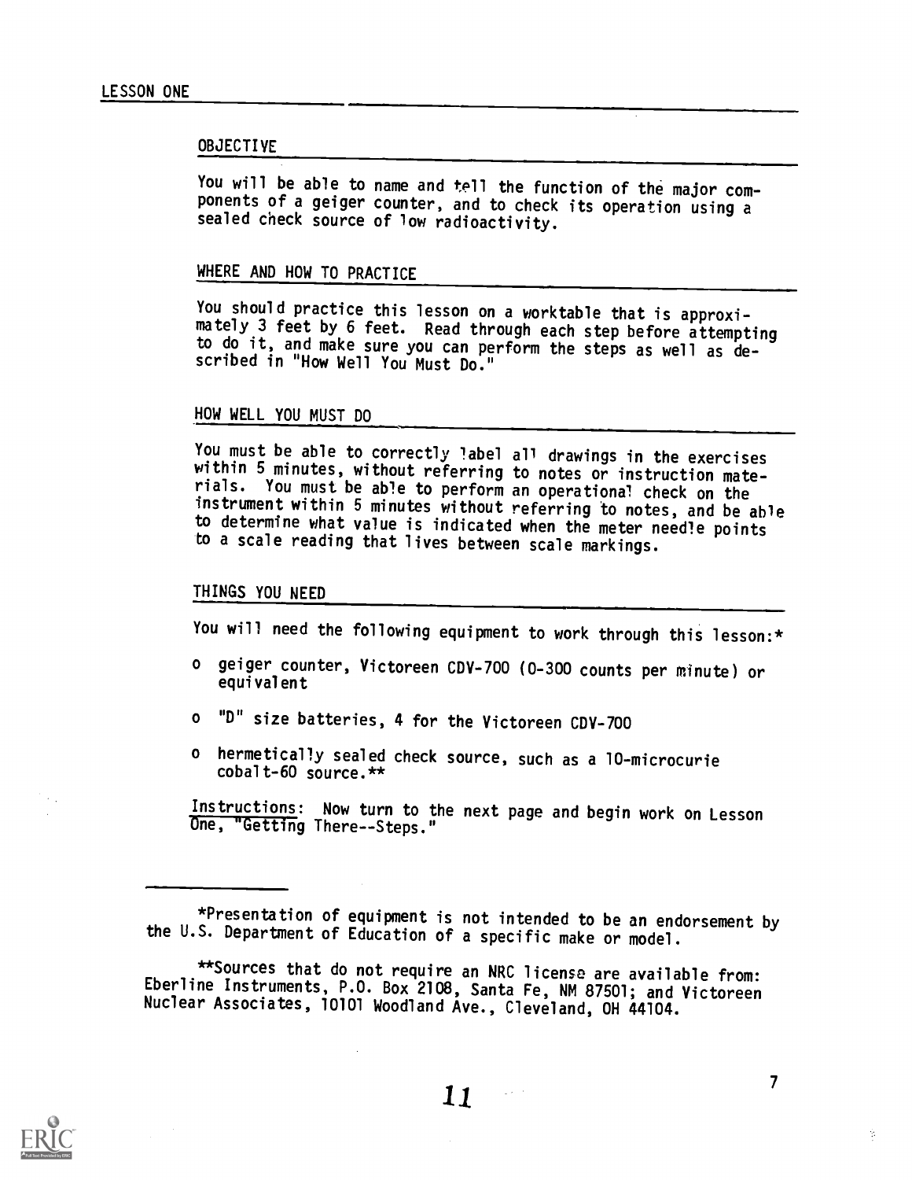## LESSON ONE

### OBJECTIVE

You will be able to name and tell the function of the major components of a geiger counter, and to check its operation using a sealed check source of low radioactivity.

### WHERE AND HOW TO PRACTICE

You should practice this lesson on a worktable that is approximately 3 feet by 6 feet. Read through each step before attempting to do it, and make sure you can perform the steps as well as described in "How Well You Must Do."

### HOW WELL YOU MUST DO

You must be able to correctly label all drawings in the exercises within 5 minutes, without referring to notes or instruction materials. You must be able to perform an operational check on the instrument within 5 minutes without referring to notes, and be able to determine what value is indicated when the meter needle points to a scale reading that lives between scale markings.

### THINGS YOU NEED

You will need the following equipment to work through this lesson:*

- geiger counter, Victoreen CDV-700 (0-300 counts per minute) or equivalent
- "D" size batteries, 4 for the Victoreen CDV-700
- hermetically sealed check source, such as a 10-microcurie cobalt-60 source.**

Instructions: Now turn to the next page and begin work on Lesson One, "Getting There--Steps."

---

*Presentation of equipment is not intended to be an endorsement by the U.S. Department of Education of a specific make or model.

**Sources that do not require an NRC license are available from: Eberline Instruments, P.O. Box 2108, Santa Fe, NM 87501; and Victoreen Nuclear Associates, 10101 Woodland Ave., Cleveland, OH 44104.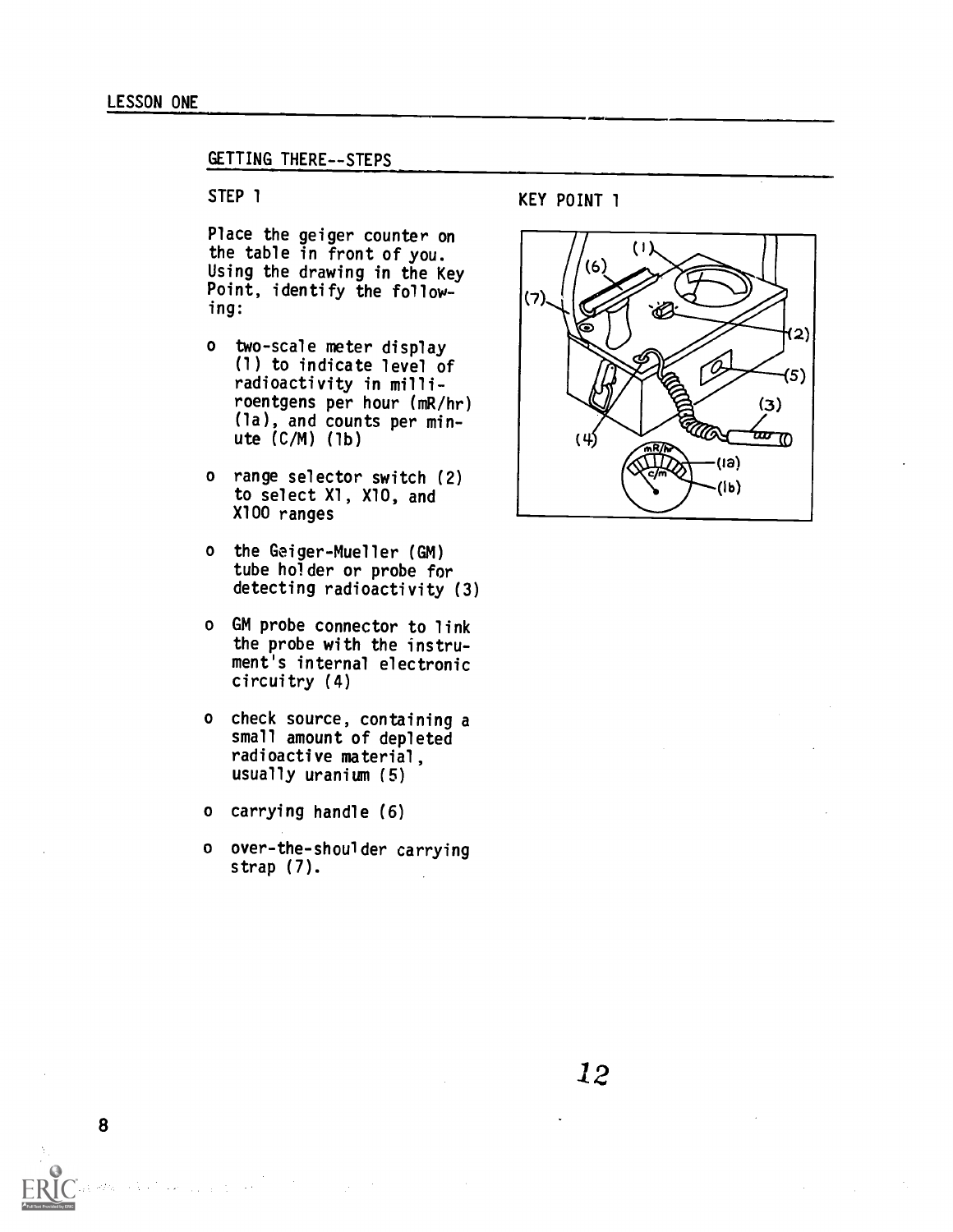## GETTING THERE--STEPS

STEP 1

Place the geiger counter on the table in front of you. Using the drawing in the Key Point, identify the following:

- two-scale meter display (1) to indicate level of radioactivity in milliroentgens per hour (mR/hr) (1a), and counts per minute (C/M) (1b)
- range selector switch (2) to select X1, X10, and X100 ranges
- the Geiger-Mueller (GM) tube holder or probe for detecting radioactivity (3)
- GM probe connector to link the probe with the instrument's internal electronic circuitry (4)
- check source, containing a small amount of depleted radioactive material, usually uranium (5)
- carrying handle (6)
- over-the-shoulder carrying strap (7).

KEY POINT 1

(1)
(6)
(7)
(2)
(5)
(3)
(4)
mR/hr
c/m
(1a)
(1b)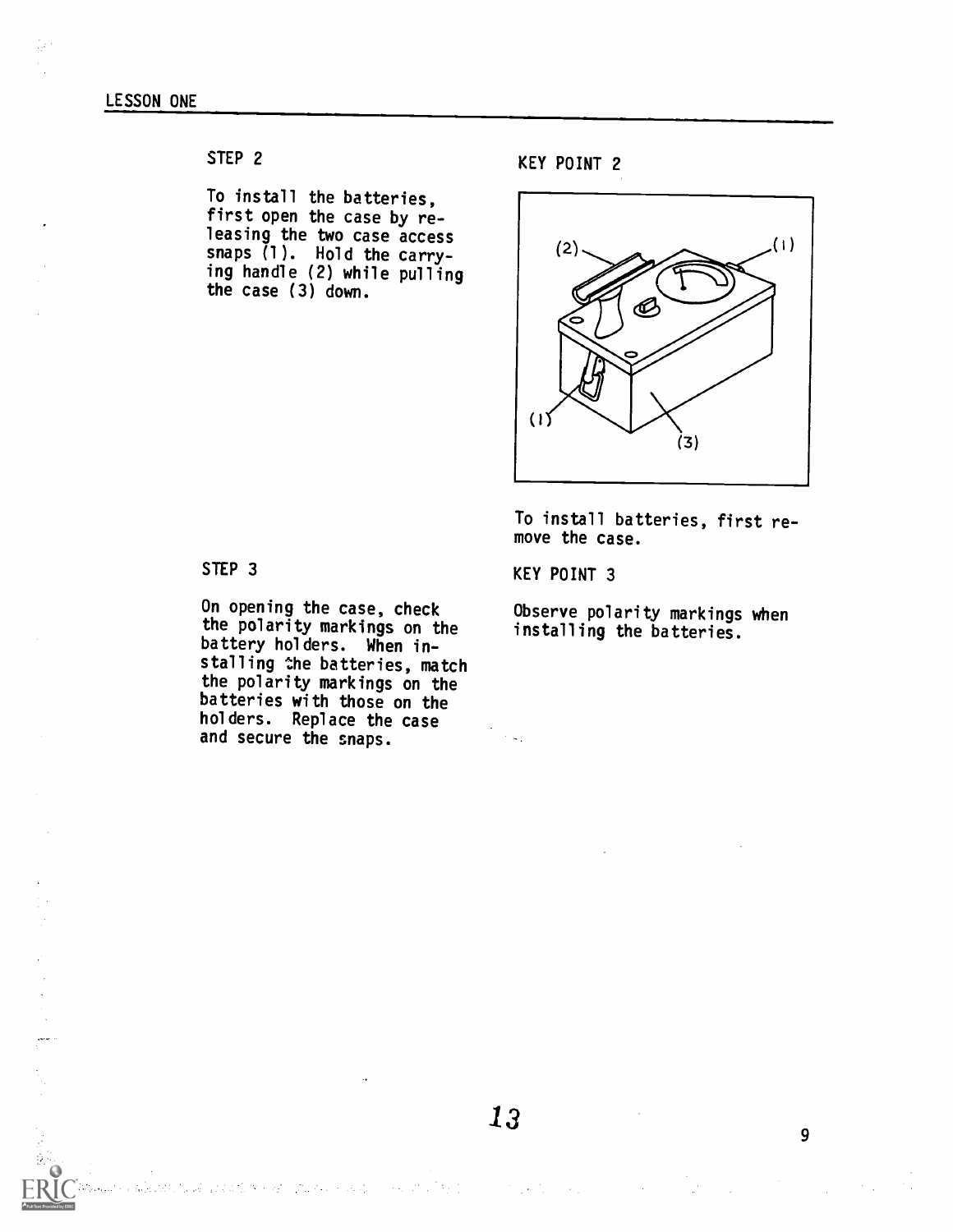STEP 2

To install the batteries, first open the case by releasing the two case access snaps (1). Hold the carrying handle (2) while pulling the case (3) down.

KEY POINT 2

To install batteries, first remove the case.

STEP 3

On opening the case, check the polarity markings on the battery holders. When installing the batteries, match the polarity markings on the batteries with those on the holders. Replace the case and secure the snaps.

KEY POINT 3

Observe polarity markings when installing the batteries.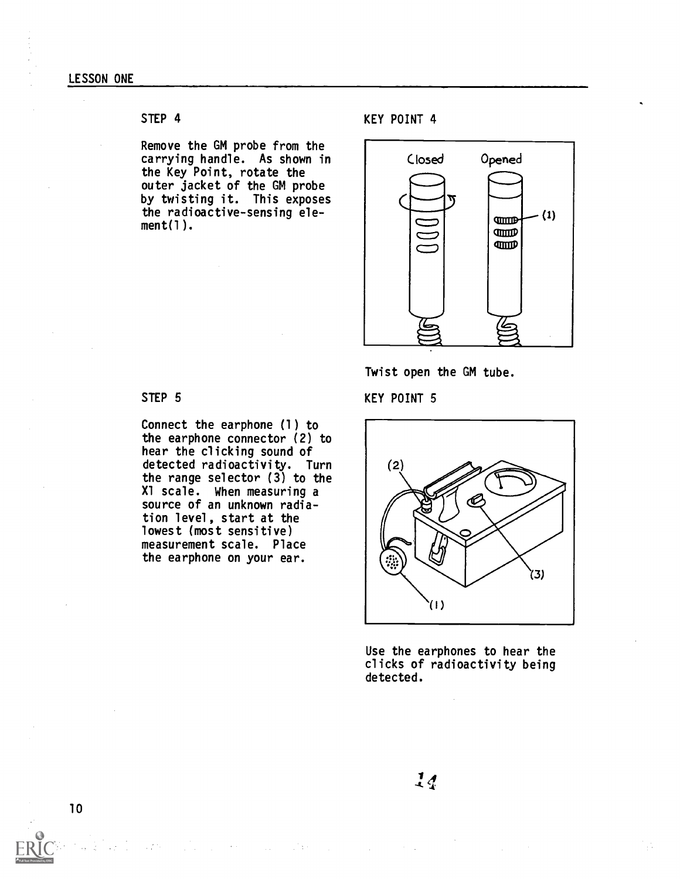STEP 4

Remove the GM probe from the carrying handle. As shown in the Key Point, rotate the outer jacket of the GM probe by twisting it. This exposes the radioactive-sensing element(1).

KEY POINT 4

Closed

Opened

(1)

Twist open the GM tube.

STEP 5

Connect the earphone (1) to the earphone connector (2) to hear the clicking sound of detected radioactivity. Turn the range selector (3) to the X1 scale. When measuring a source of an unknown radiation level, start at the lowest (most sensitive) measurement scale. Place the earphone on your ear.

KEY POINT 5

(2)

(3)

(1)

Use the earphones to hear the clicks of radioactivity being detected.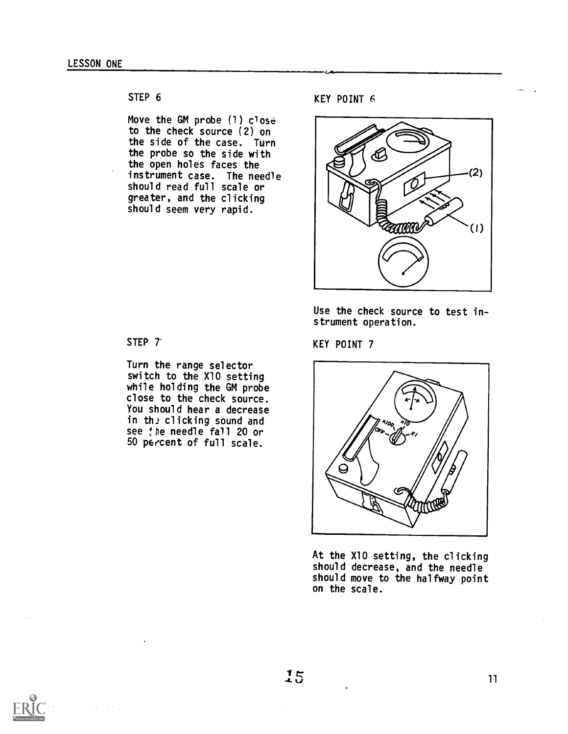STEP 6

Move the GM probe (1) close to the check source (2) on the side of the case. Turn the probe so the side with the open holes faces the instrument case. The needle should read full scale or greater, and the clicking should seem very rapid.

KEY POINT 6

(2)

(1)

Use the check source to test instrument operation.

STEP 7

Turn the range selector switch to the X10 setting while holding the GM probe close to the check source. You should hear a decrease in the clicking sound and see the needle fall 20 or 50 percent of full scale.

KEY POINT 7

X100 X10
OFF X1

At the X10 setting, the clicking should decrease, and the needle should move to the halfway point on the scale.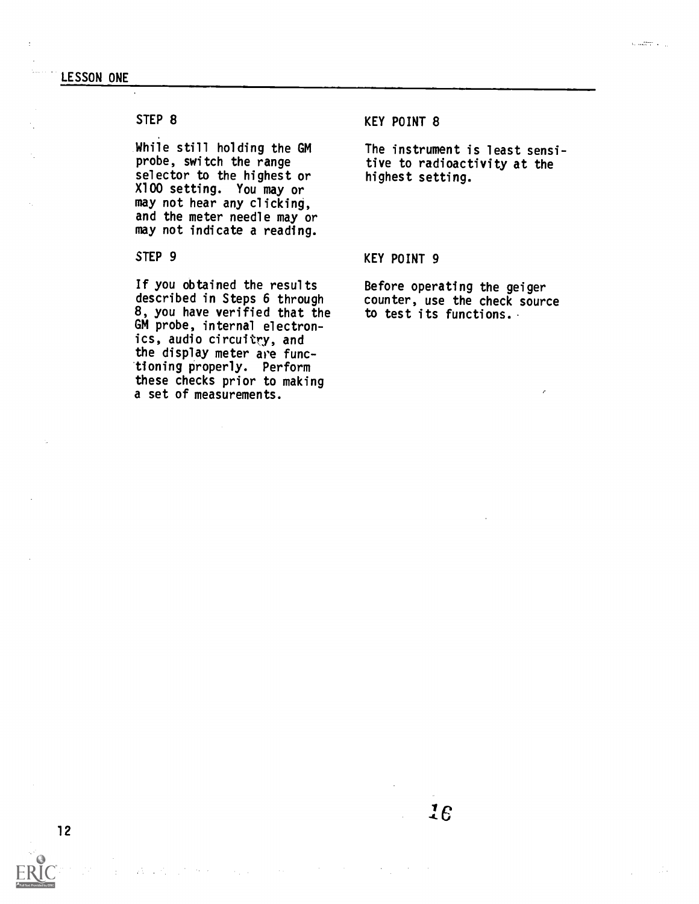### STEP 8

While still holding the GM probe, switch the range selector to the highest or X100 setting. You may or may not hear any clicking, and the meter needle may or may not indicate a reading.

### KEY POINT 8

The instrument is least sensitive to radioactivity at the highest setting.

### STEP 9

If you obtained the results described in Steps 6 through 8, you have verified that the GM probe, internal electronics, audio circuitry, and the display meter are functioning properly. Perform these checks prior to making a set of measurements.

### KEY POINT 9

Before operating the geiger counter, use the check source to test its functions.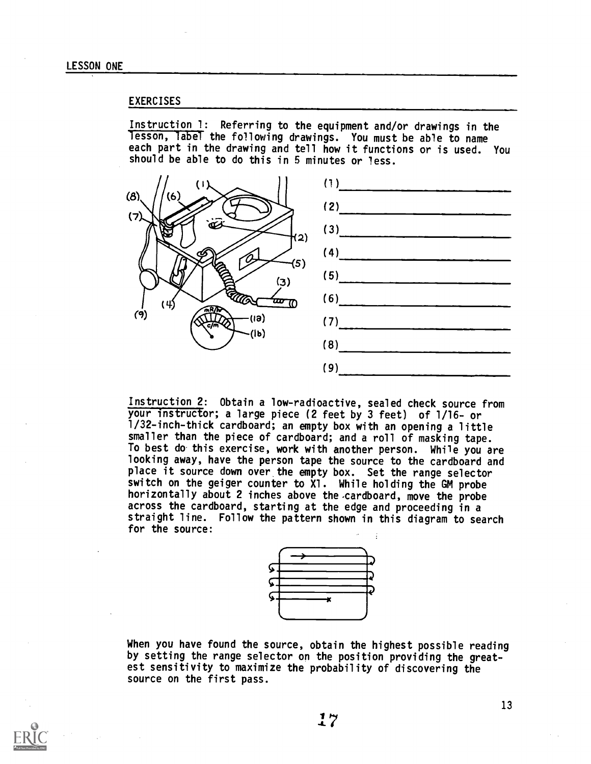LESSON ONE

## EXERCISES

Instruction 1: Referring to the equipment and/or drawings in the lesson, label the following drawings. You must be able to name each part in the drawing and tell how it functions or is used. You should be able to do this in 5 minutes or less.

(1)\_\_\_\_\_\_\_\_\_\_\_\_\_\_\_\_\_\_\_\_

(2)\_\_\_\_\_\_\_\_\_\_\_\_\_\_\_\_\_\_\_\_

(3)\_\_\_\_\_\_\_\_\_\_\_\_\_\_\_\_\_\_\_\_

(4)\_\_\_\_\_\_\_\_\_\_\_\_\_\_\_\_\_\_\_\_

(5)\_\_\_\_\_\_\_\_\_\_\_\_\_\_\_\_\_\_\_\_

(6)\_\_\_\_\_\_\_\_\_\_\_\_\_\_\_\_\_\_\_\_

(7)\_\_\_\_\_\_\_\_\_\_\_\_\_\_\_\_\_\_\_\_

(8)\_\_\_\_\_\_\_\_\_\_\_\_\_\_\_\_\_\_\_\_

(9)\_\_\_\_\_\_\_\_\_\_\_\_\_\_\_\_\_\_\_\_

Instruction 2: Obtain a low-radioactive, sealed check source from your instructor; a large piece (2 feet by 3 feet) of 1/16- or 1/32-inch-thick cardboard; an empty box with an opening a little smaller than the piece of cardboard; and a roll of masking tape. To best do this exercise, work with another person. While you are looking away, have the person tape the source to the cardboard and place it source down over the empty box. Set the range selector switch on the geiger counter to X1. While holding the GM probe horizontally about 2 inches above the cardboard, move the probe across the cardboard, starting at the edge and proceeding in a straight line. Follow the pattern shown in this diagram to search for the source:

When you have found the source, obtain the highest possible reading by setting the range selector on the position providing the greatest sensitivity to maximize the probability of discovering the source on the first pass.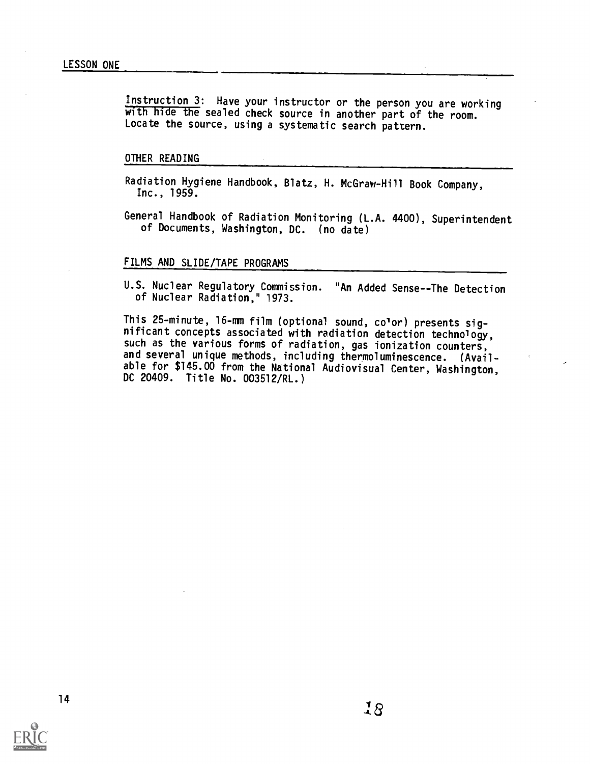Instruction 3: Have your instructor or the person you are working with hide the sealed check source in another part of the room. Locate the source, using a systematic search pattern.

## OTHER READING

Radiation Hygiene Handbook, Blatz, H. McGraw-Hill Book Company, Inc., 1959.

General Handbook of Radiation Monitoring (L.A. 4400), Superintendent of Documents, Washington, DC. (no date)

## FILMS AND SLIDE/TAPE PROGRAMS

U.S. Nuclear Regulatory Commission. "An Added Sense--The Detection of Nuclear Radiation," 1973.

This 25-minute, 16-mm film (optional sound, color) presents significant concepts associated with radiation detection technology, such as the various forms of radiation, gas ionization counters, and several unique methods, including thermoluminescence. (Available for $145.00 from the National Audiovisual Center, Washington, DC 20409. Title No. 003512/RL.)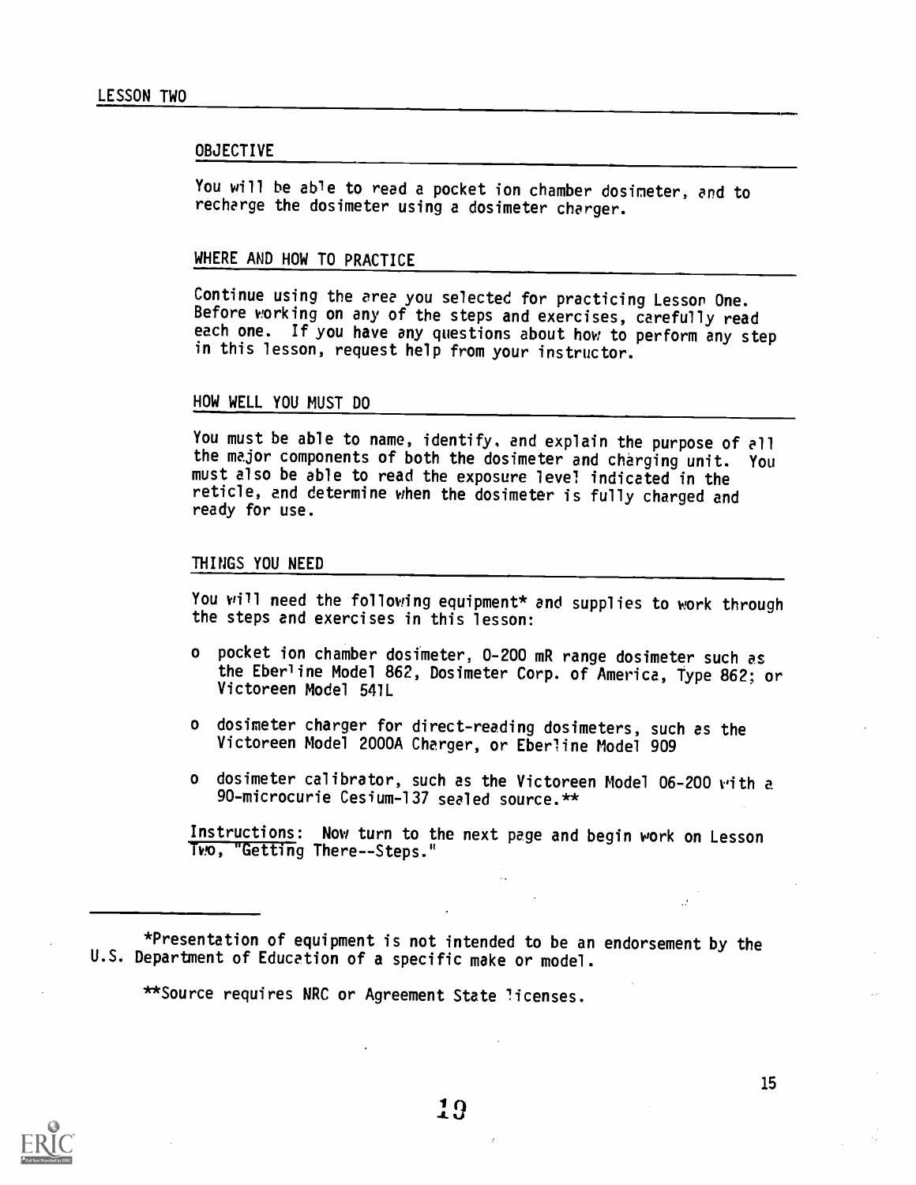## LESSON TWO

### OBJECTIVE

You will be able to read a pocket ion chamber dosimeter, and to recharge the dosimeter using a dosimeter charger.

### WHERE AND HOW TO PRACTICE

Continue using the area you selected for practicing Lesson One. Before working on any of the steps and exercises, carefully read each one. If you have any questions about how to perform any step in this lesson, request help from your instructor.

### HOW WELL YOU MUST DO

You must be able to name, identify, and explain the purpose of all the major components of both the dosimeter and charging unit. You must also be able to read the exposure level indicated in the reticle, and determine when the dosimeter is fully charged and ready for use.

### THINGS YOU NEED

You will need the following equipment* and supplies to work through the steps and exercises in this lesson:

- pocket ion chamber dosimeter, 0-200 mR range dosimeter such as the Eberline Model 862, Dosimeter Corp. of America, Type 862; or Victoreen Model 541L
- dosimeter charger for direct-reading dosimeters, such as the Victoreen Model 2000A Charger, or Eberline Model 909
- dosimeter calibrator, such as the Victoreen Model 06-200 with a 90-microcurie Cesium-137 sealed source.**

Instructions: Now turn to the next page and begin work on Lesson Two, "Getting There--Steps."

---

*Presentation of equipment is not intended to be an endorsement by the U.S. Department of Education of a specific make or model.

**Source requires NRC or Agreement State licenses.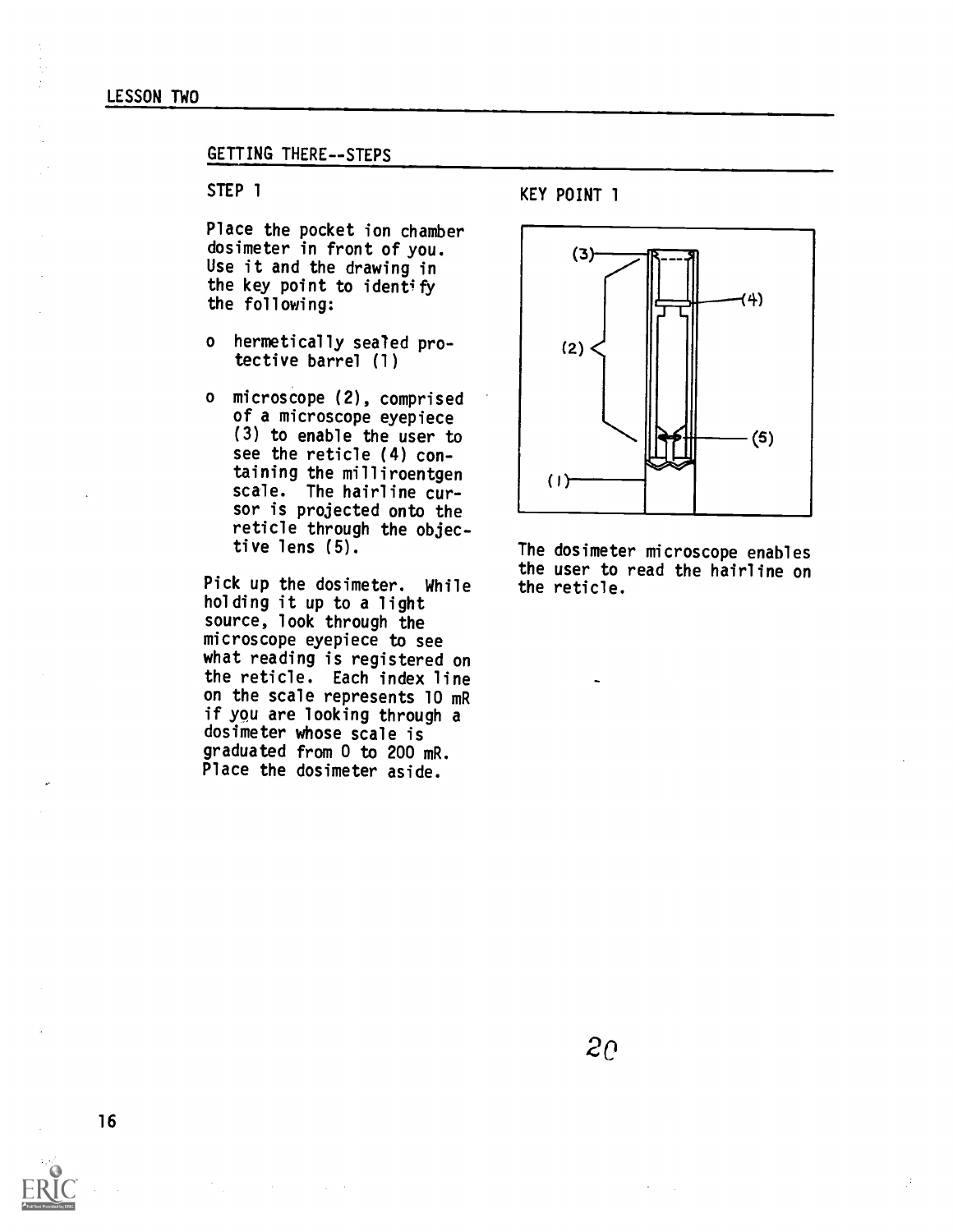LESSON TWO

## GETTING THERE--STEPS

### STEP 1

Place the pocket ion chamber dosimeter in front of you. Use it and the drawing in the key point to identify the following:

- hermetically sealed protective barrel (1)
- microscope (2), comprised of a microscope eyepiece (3) to enable the user to see the reticle (4) containing the milliroentgen scale. The hairline cursor is projected onto the reticle through the objective lens (5).

Pick up the dosimeter. While holding it up to a light source, look through the microscope eyepiece to see what reading is registered on the reticle. Each index line on the scale represents 10 mR if you are looking through a dosimeter whose scale is graduated from 0 to 200 mR. Place the dosimeter aside.

### KEY POINT 1

(3)

(4)

(2)

(5)

(1)

The dosimeter microscope enables the user to read the hairline on the reticle.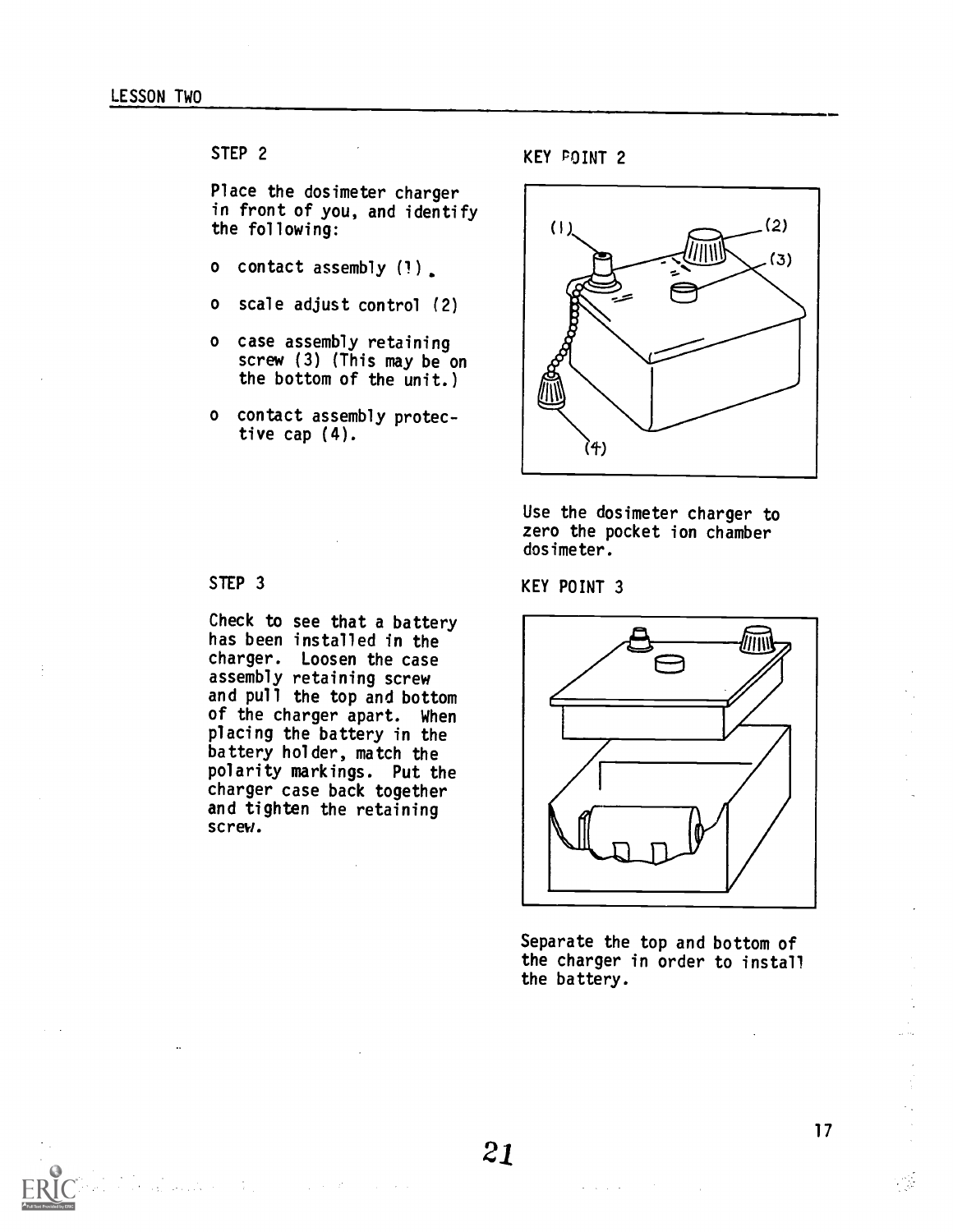STEP 2

Place the dosimeter charger in front of you, and identify the following:

- contact assembly (1).
- scale adjust control (2)
- case assembly retaining screw (3) (This may be on the bottom of the unit.)
- contact assembly protective cap (4).

KEY POINT 2

Use the dosimeter charger to zero the pocket ion chamber dosimeter.

STEP 3

Check to see that a battery has been installed in the charger. Loosen the case assembly retaining screw and pull the top and bottom of the charger apart. When placing the battery in the battery holder, match the polarity markings. Put the charger case back together and tighten the retaining screw.

KEY POINT 3

Separate the top and bottom of the charger in order to install the battery.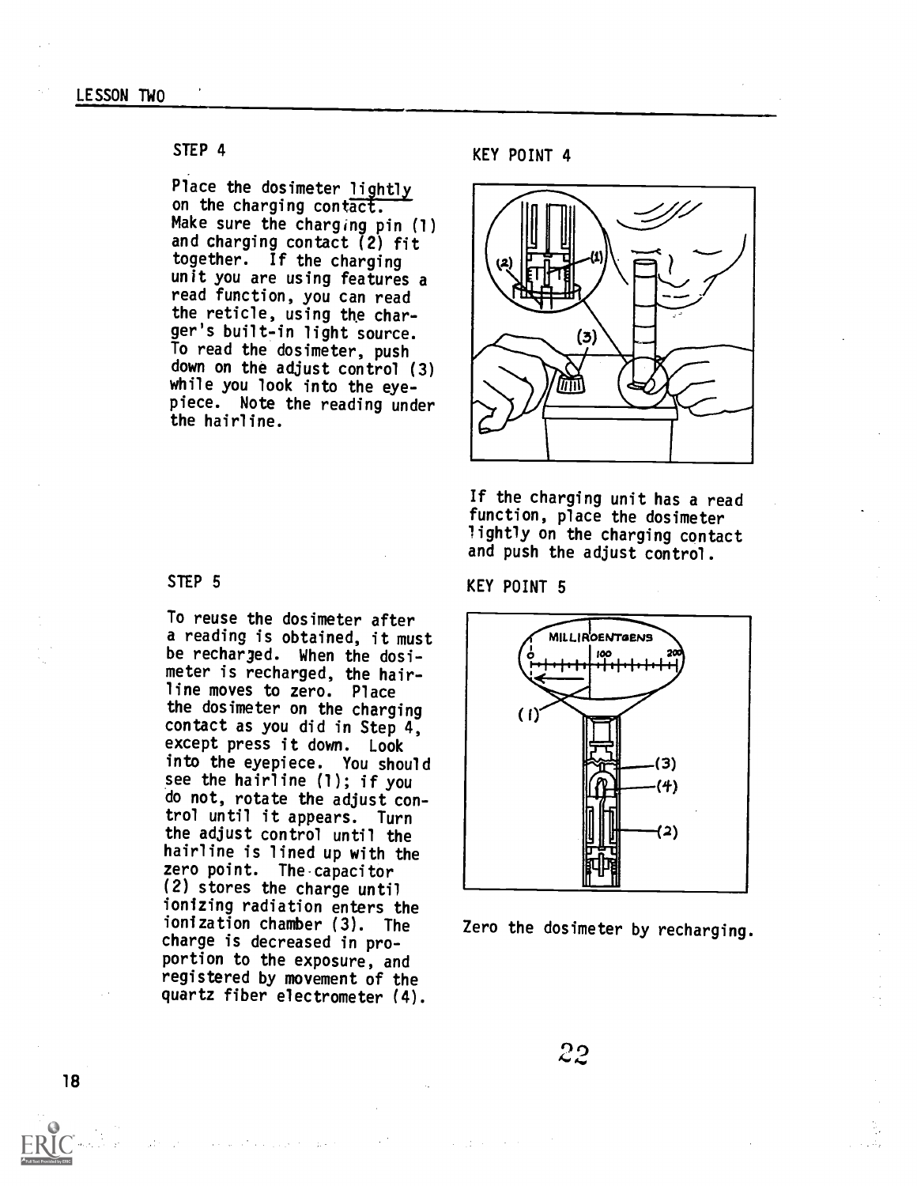STEP 4

Place the dosimeter lightly on the charging contact. Make sure the charging pin (1) and charging contact (2) fit together. If the charging unit you are using features a read function, you can read the reticle, using the charger's built-in light source. To read the dosimeter, push down on the adjust control (3) while you look into the eyepiece. Note the reading under the hairline.

KEY POINT 4

(2)
(1)
(3)

If the charging unit has a read function, place the dosimeter lightly on the charging contact and push the adjust control.

STEP 5

To reuse the dosimeter after a reading is obtained, it must be recharged. When the dosimeter is recharged, the hairline moves to zero. Place the dosimeter on the charging contact as you did in Step 4, except press it down. Look into the eyepiece. You should see the hairline (1); if you do not, rotate the adjust control until it appears. Turn the adjust control until the hairline is lined up with the zero point. The capacitor (2) stores the charge until ionizing radiation enters the ionization chamber (3). The charge is decreased in proportion to the exposure, and registered by movement of the quartz fiber electrometer (4).

KEY POINT 5

MILLIROENTGENS
0
100
200
(1)
(3)
(4)
(2)

Zero the dosimeter by recharging.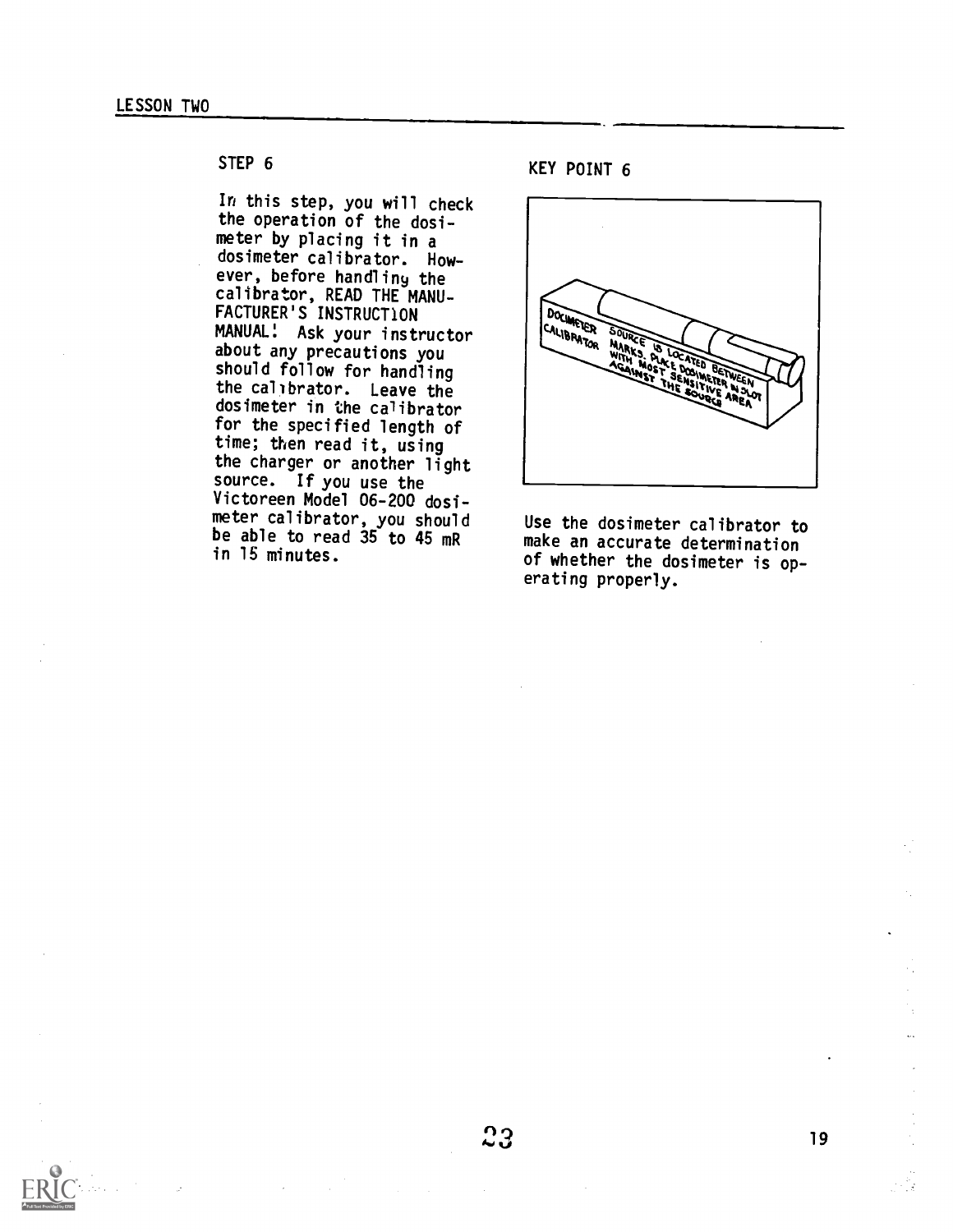STEP 6

In this step, you will check the operation of the dosimeter by placing it in a dosimeter calibrator. However, before handling the calibrator, READ THE MANUFACTURER'S INSTRUCTION MANUAL! Ask your instructor about any precautions you should follow for handling the calibrator. Leave the dosimeter in the calibrator for the specified length of time; then read it, using the charger or another light source. If you use the Victoreen Model 06-200 dosimeter calibrator, you should be able to read 35 to 45 mR in 15 minutes.

KEY POINT 6

DOSIMETER CALIBRATOR

SOURCE IS LOCATED BETWEEN MARKS. PLACE DOSIMETER IN SLOT WITH MOST SENSITIVE AREA AGAINST THE SOURCE

Use the dosimeter calibrator to make an accurate determination of whether the dosimeter is operating properly.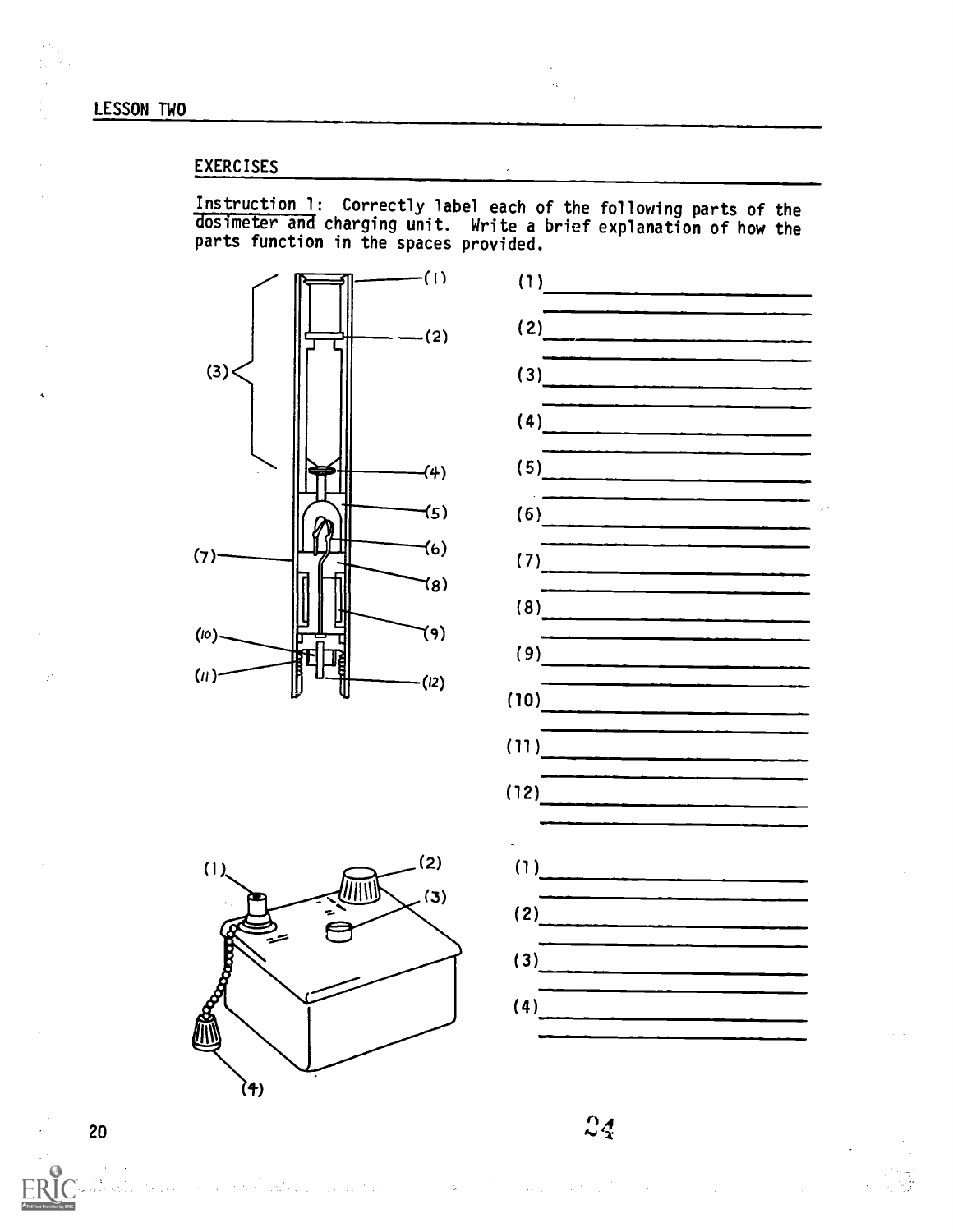## EXERCISES

Instruction 1: Correctly label each of the following parts of the dosimeter and charging unit. Write a brief explanation of how the parts function in the spaces provided.

(1) ______________________________

(2) ______________________________

(3) ______________________________

(4) ______________________________

(5) ______________________________

(6) ______________________________

(7) ______________________________

(8) ______________________________

(9) ______________________________

(10) ______________________________

(11) ______________________________

(12) ______________________________

(1) ______________________________

(2) ______________________________

(3) ______________________________

(4) ______________________________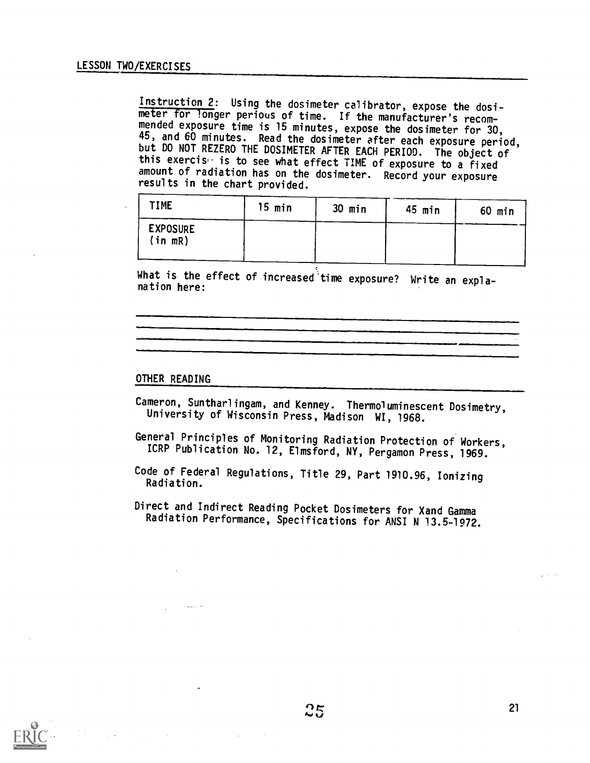## LESSON TWO/EXERCISES

Instruction 2: Using the dosimeter calibrator, expose the dosimeter for longer periods of time. If the manufacturer's recommended exposure time is 15 minutes, expose the dosimeter for 30, 45, and 60 minutes. Read the dosimeter after each exposure period, but DO NOT REZERO THE DOSIMETER AFTER EACH PERIOD. The object of this exercise is to see what effect TIME of exposure to a fixed amount of radiation has on the dosimeter. Record your exposure results in the chart provided.

| TIME | 15 min | 30 min | 45 min | 60 min |
|---|---|---|---|---|
| EXPOSURE (in mR) | | | | |

What is the effect of increased time exposure? Write an explanation here:

______________________________________________________________

______________________________________________________________

______________________________________________________________

______________________________________________________________

## OTHER READING

Cameron, Suntharlingam, and Kenney. Thermoluminescent Dosimetry, University of Wisconsin Press, Madison WI, 1968.

General Principles of Monitoring Radiation Protection of Workers, ICRP Publication No. 12, Elmsford, NY, Pergamon Press, 1969.

Code of Federal Regulations, Title 29, Part 1910.96, Ionizing Radiation.

Direct and Indirect Reading Pocket Dosimeters for Xand Gamma Radiation Performance, Specifications for ANSI N 13.5-1972.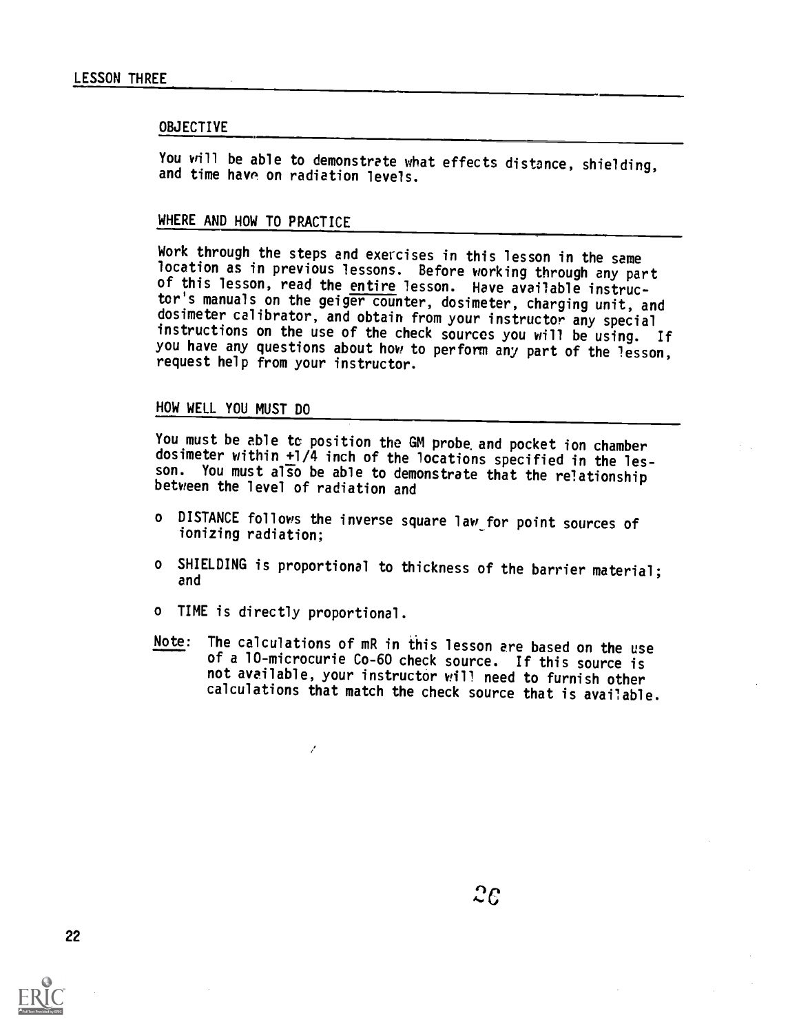# LESSON THREE

## OBJECTIVE

You will be able to demonstrate what effects distance, shielding, and time have on radiation levels.

## WHERE AND HOW TO PRACTICE

Work through the steps and exercises in this lesson in the same location as in previous lessons. Before working through any part of this lesson, read the entire lesson. Have available instructor's manuals on the geiger counter, dosimeter, charging unit, and dosimeter calibrator, and obtain from your instructor any special instructions on the use of the check sources you will be using. If you have any questions about how to perform any part of the lesson, request help from your instructor.

## HOW WELL YOU MUST DO

You must be able to position the GM probe and pocket ion chamber dosimeter within $\pm 1/4$ inch of the locations specified in the lesson. You must also be able to demonstrate that the relationship between the level of radiation and

- DISTANCE follows the inverse square law for point sources of ionizing radiation;
- SHIELDING is proportional to thickness of the barrier material; and
- TIME is directly proportional.

Note: The calculations of mR in this lesson are based on the use of a 10-microcurie Co-60 check source. If this source is not available, your instructor will need to furnish other calculations that match the check source that is available.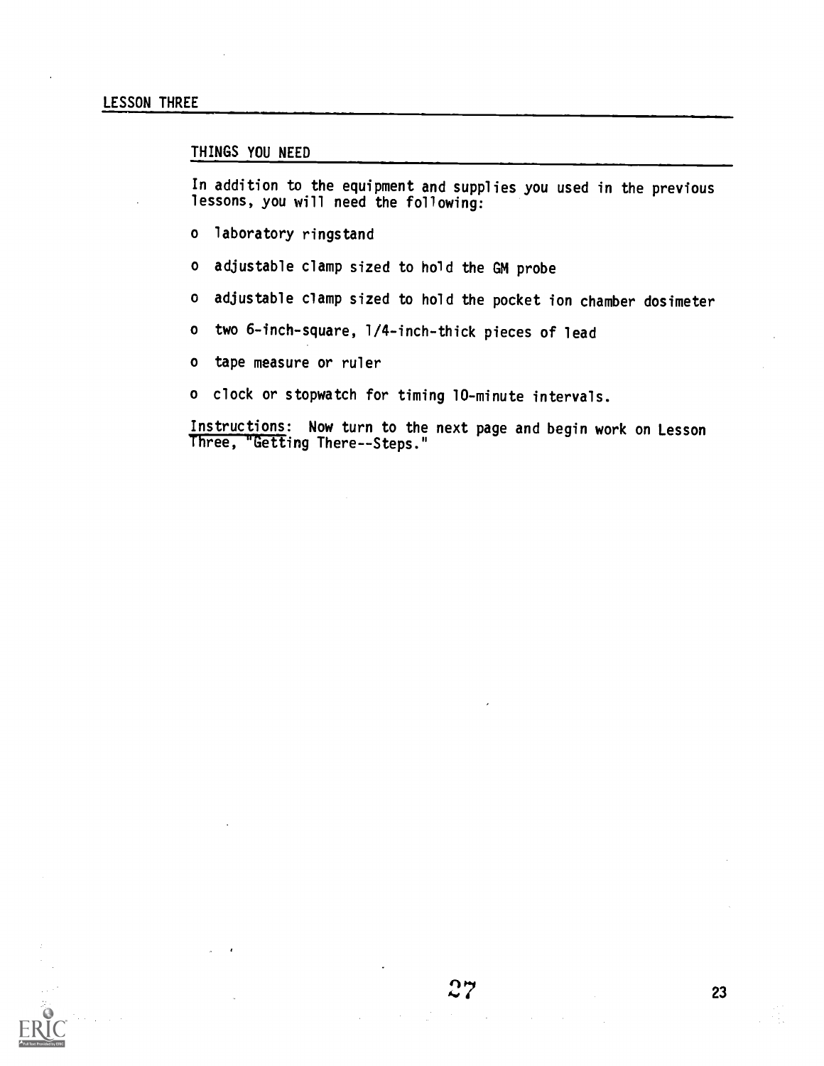## LESSON THREE

### THINGS YOU NEED

In addition to the equipment and supplies you used in the previous lessons, you will need the following:

- laboratory ringstand
- adjustable clamp sized to hold the GM probe
- adjustable clamp sized to hold the pocket ion chamber dosimeter
- two 6-inch-square, 1/4-inch-thick pieces of lead
- tape measure or ruler
- clock or stopwatch for timing 10-minute intervals.

Instructions: Now turn to the next page and begin work on Lesson Three, "Getting There--Steps."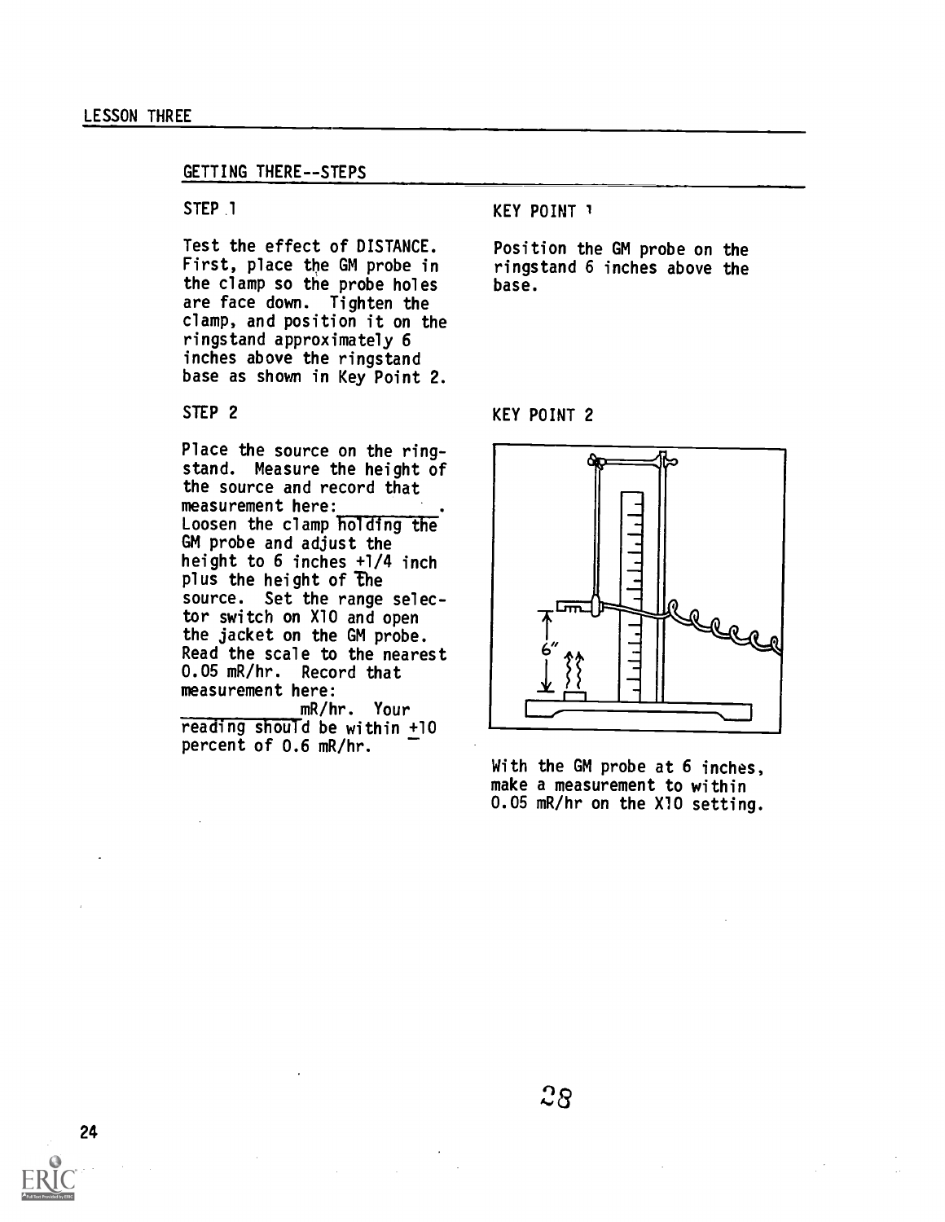LESSON THREE

## GETTING THERE--STEPS

### STEP 1

Test the effect of DISTANCE. First, place the GM probe in the clamp so the probe holes are face down. Tighten the clamp, and position it on the ringstand approximately 6 inches above the ringstand base as shown in Key Point 2.

### KEY POINT 1

Position the GM probe on the ringstand 6 inches above the base.

### STEP 2

Place the source on the ringstand. Measure the height of the source and record that measurement here: ________. Loosen the clamp holding the GM probe and adjust the height to 6 inches ±1/4 inch plus the height of the source. Set the range selector switch on X10 and open the jacket on the GM probe. Read the scale to the nearest 0.05 mR/hr. Record that measurement here: ________ mR/hr. Your reading should be within ±10 percent of 0.6 mR/hr.

### KEY POINT 2

6"

With the GM probe at 6 inches, make a measurement to within 0.05 mR/hr on the X10 setting.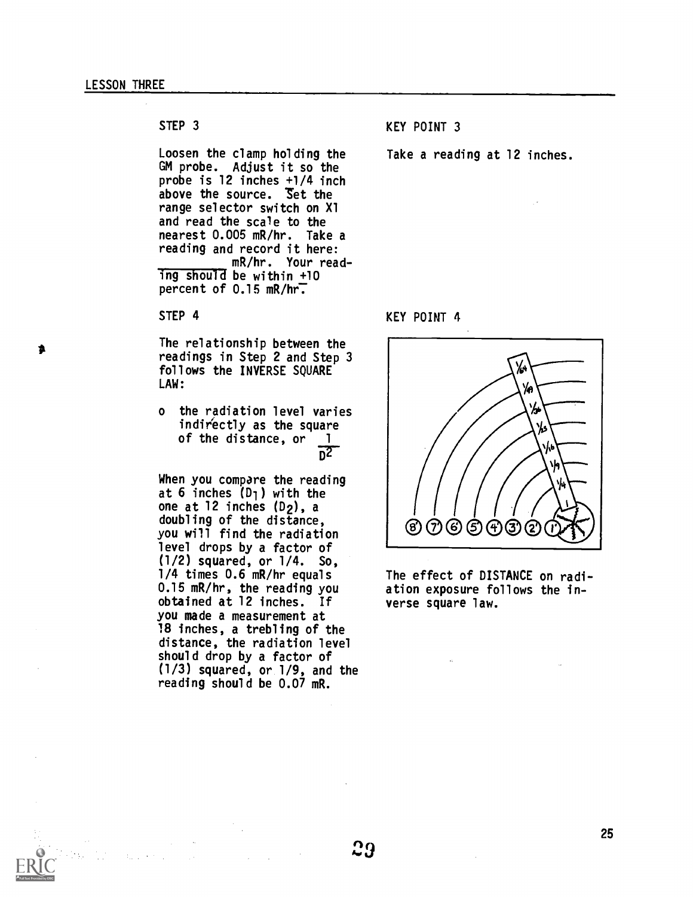## STEP 3

Loosen the clamp holding the GM probe. Adjust it so the probe is 12 inches $\pm 1/4$ inch above the source. Set the range selector switch on X1 and read the scale to the nearest 0.005 mR/hr. Take a reading and record it here: ________ mR/hr. Your reading should be within $\pm 10$ percent of 0.15 mR/hr.

## KEY POINT 3

Take a reading at 12 inches.

## STEP 4

The relationship between the readings in Step 2 and Step 3 follows the INVERSE SQUARE LAW:

- the radiation level varies indirectly as the square of the distance, or $\frac{1}{D^2}$

When you compare the reading at 6 inches ($D_1$) with the one at 12 inches ($D_2$), a doubling of the distance, you will find the radiation level drops by a factor of (1/2) squared, or 1/4. So, 1/4 times 0.6 mR/hr equals 0.15 mR/hr, the reading you obtained at 12 inches. If you made a measurement at 18 inches, a trebling of the distance, the radiation level should drop by a factor of (1/3) squared, or 1/9, and the reading should be 0.07 mR.

## KEY POINT 4

1/64
1/49
1/36
1/25
1/16
1/9
1/4
1

8' 7' 6' 5' 4' 3' 2' 1'

The effect of DISTANCE on radiation exposure follows the inverse square law.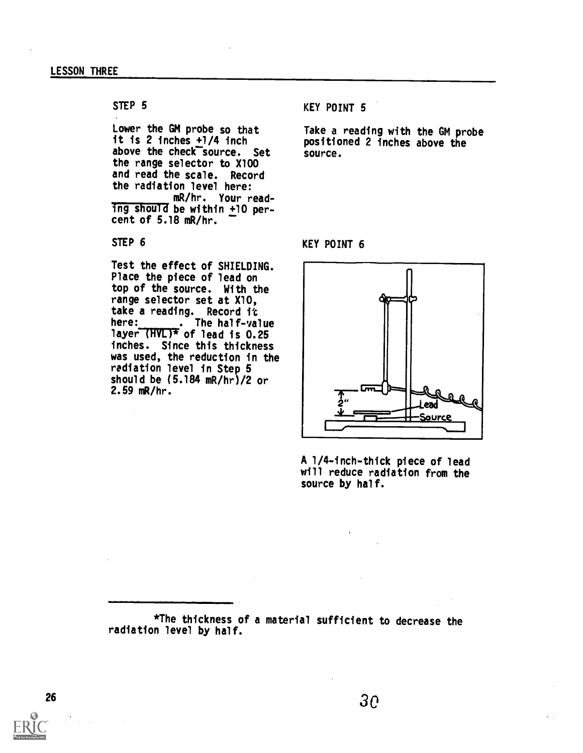STEP 5

Lower the GM probe so that it is 2 inches ±1/4 inch above the check source. Set the range selector to X100 and read the scale. Record the radiation level here: ________ mR/hr. Your reading should be within ±10 percent of 5.18 mR/hr.

KEY POINT 5

Take a reading with the GM probe positioned 2 inches above the source.

STEP 6

Test the effect of SHIELDING. Place the piece of lead on top of the source. With the range selector set at X10, take a reading. Record it here:________. The half-value layer (HVL)* of lead is 0.25 inches. Since this thickness was used, the reduction in the radiation level in Step 5 should be (5.184 mR/hr)/2 or 2.59 mR/hr.

KEY POINT 6

2"

Lead

Source

A 1/4-inch-thick piece of lead will reduce radiation from the source by half.

*The thickness of a material sufficient to decrease the radiation level by half.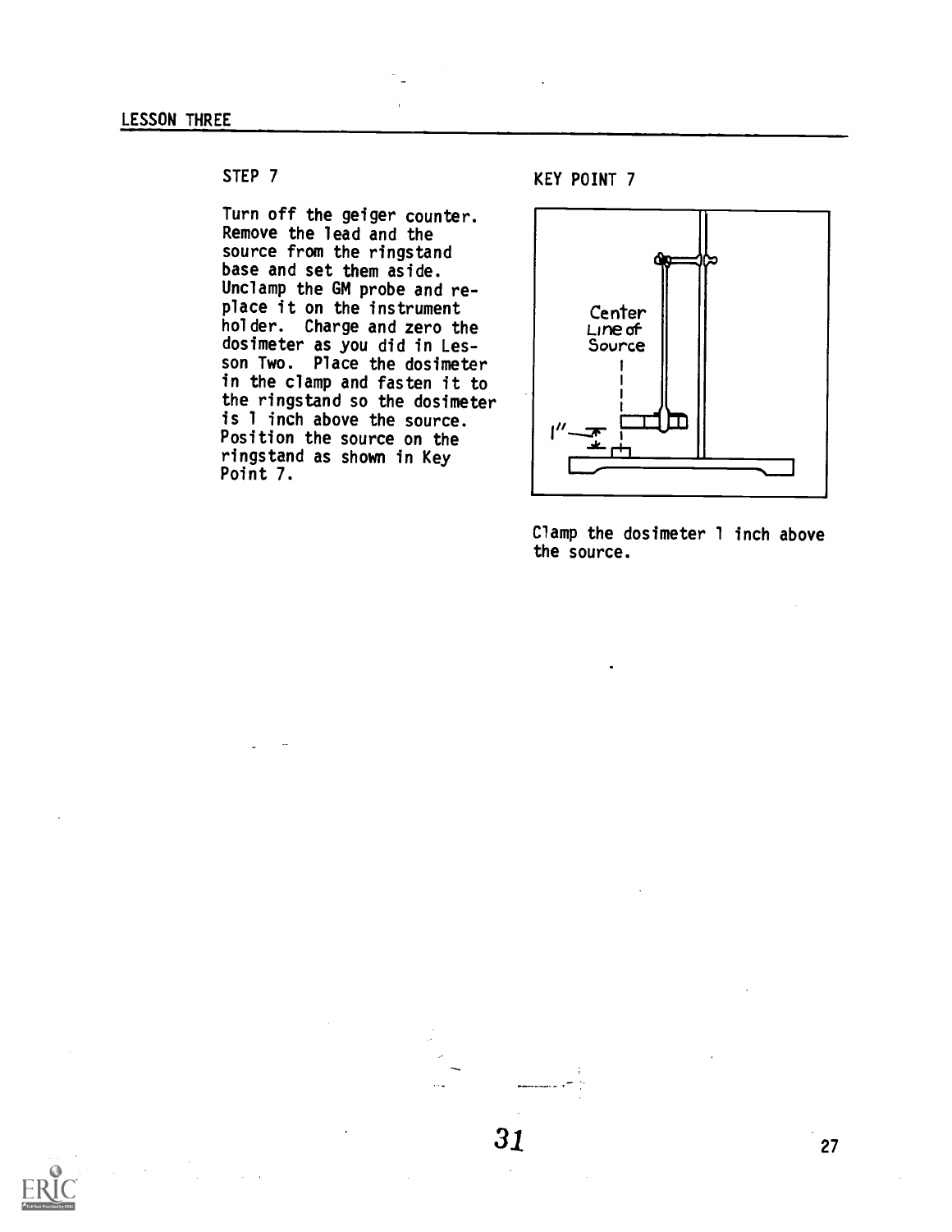STEP 7

Turn off the geiger counter. Remove the lead and the source from the ringstand base and set them aside. Unclamp the GM probe and replace it on the instrument holder. Charge and zero the dosimeter as you did in Lesson Two. Place the dosimeter in the clamp and fasten it to the ringstand so the dosimeter is 1 inch above the source. Position the source on the ringstand as shown in Key Point 7.

KEY POINT 7

Center Line of Source

1"

Clamp the dosimeter 1 inch above the source.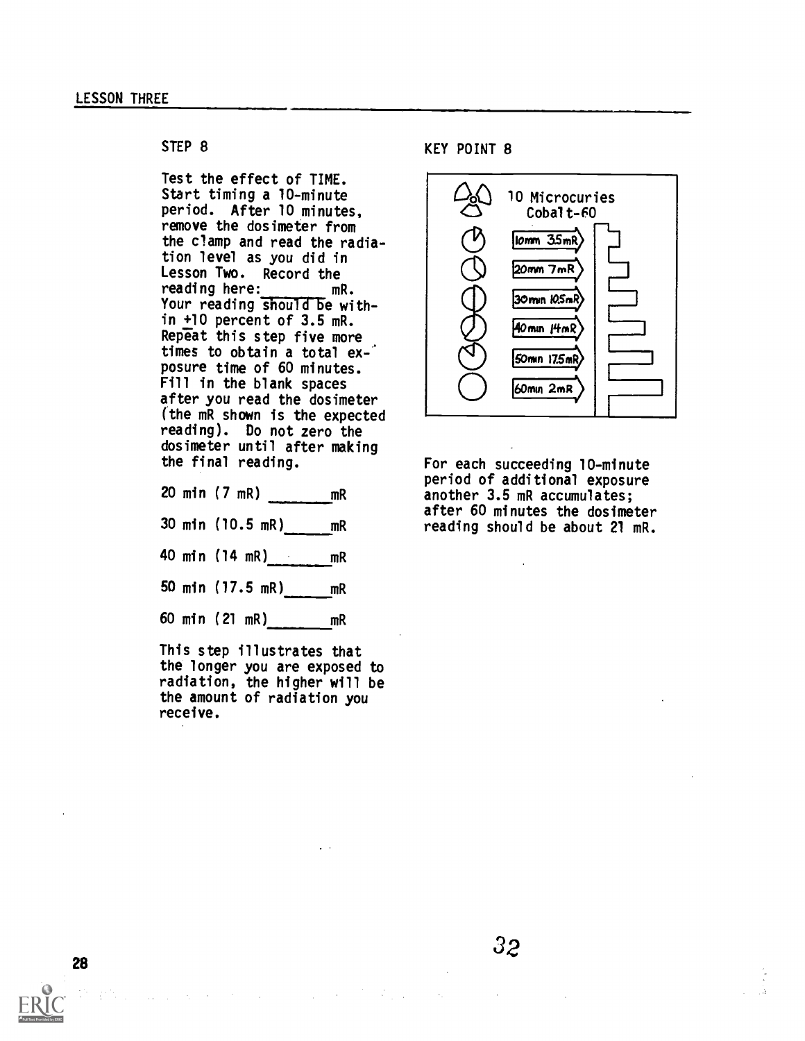STEP 8

Test the effect of TIME. Start timing a 10-minute period. After 10 minutes, remove the dosimeter from the clamp and read the radiation level as you did in Lesson Two. Record the reading here:\_\_\_\_\_\_\_ mR. Your reading should be within ±10 percent of 3.5 mR. Repeat this step five more times to obtain a total exposure time of 60 minutes. Fill in the blank spaces after you read the dosimeter (the mR shown is the expected reading). Do not zero the dosimeter until after making the final reading.

20 min (7 mR) \_\_\_\_\_\_\_mR

30 min (10.5 mR)\_\_\_\_\_mR

40 min (14 mR)\_\_\_\_\_\_mR

50 min (17.5 mR)\_\_\_\_\_mR

60 min (21 mR)\_\_\_\_\_\_\_mR

This step illustrates that the longer you are exposed to radiation, the higher will be the amount of radiation you receive.

KEY POINT 8

10 Microcuries
Cobalt-60

10min 3.5mR

20min 7mR

30min 10.5mR

40min 14mR

50min 17.5mR

60min 2mR

For each succeeding 10-minute period of additional exposure another 3.5 mR accumulates; after 60 minutes the dosimeter reading should be about 21 mR.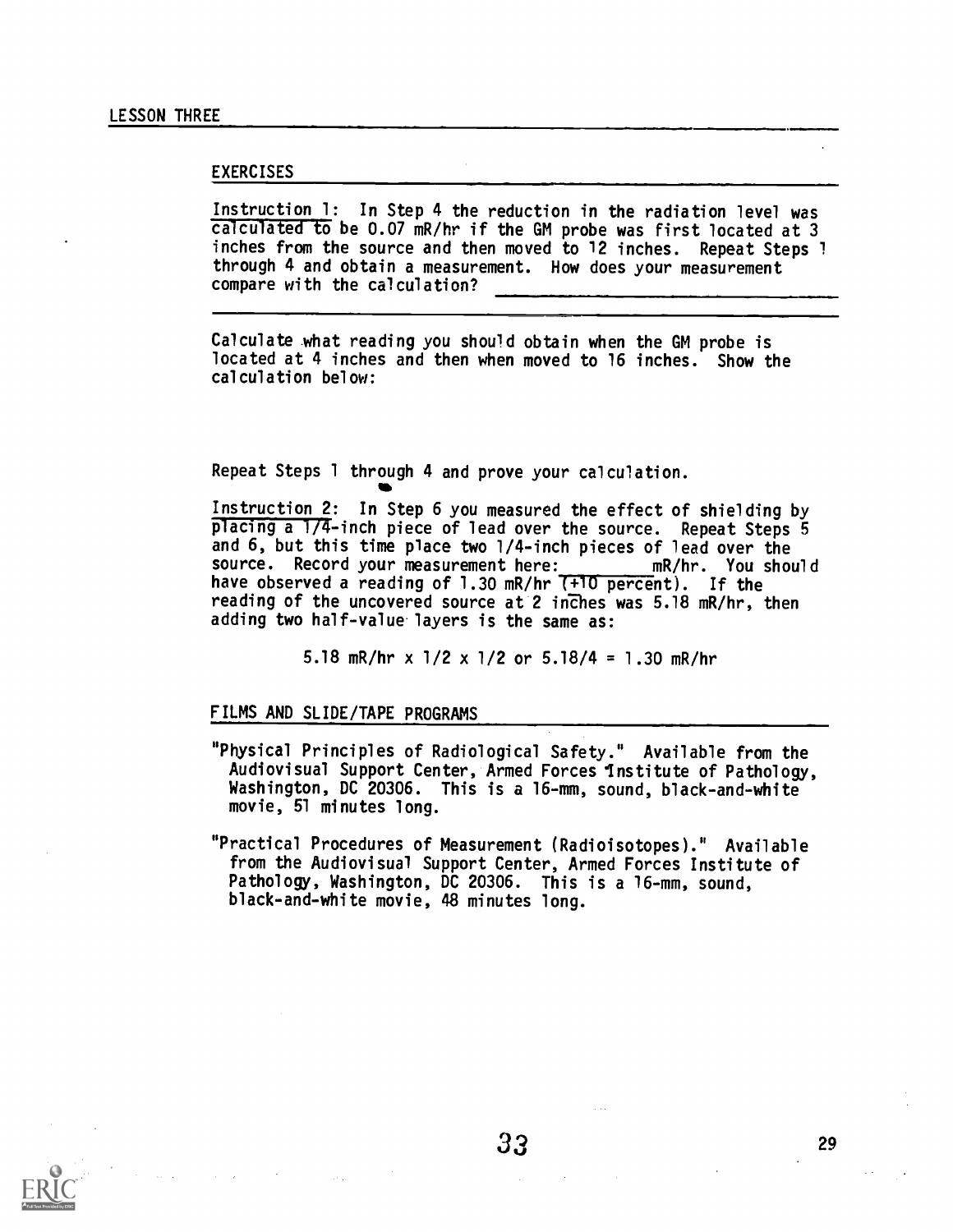LESSON THREE

## EXERCISES

Instruction 1: In Step 4 the reduction in the radiation level was calculated to be 0.07 mR/hr if the GM probe was first located at 3 inches from the source and then moved to 12 inches. Repeat Steps 1 through 4 and obtain a measurement. How does your measurement compare with the calculation? ______________________

______________________________________________________

Calculate what reading you should obtain when the GM probe is located at 4 inches and then when moved to 16 inches. Show the calculation below:

Repeat Steps 1 through 4 and prove your calculation.

Instruction 2: In Step 6 you measured the effect of shielding by placing a 1/4-inch piece of lead over the source. Repeat Steps 5 and 6, but this time place two 1/4-inch pieces of lead over the source. Record your measurement here: ________ mR/hr. You should have observed a reading of 1.30 mR/hr (+10 percent). If the reading of the uncovered source at 2 inches was 5.18 mR/hr, then adding two half-value layers is the same as:

$$5.18 \text{ mR/hr} \times 1/2 \times 1/2 \text{ or } 5.18/4 = 1.30 \text{ mR/hr}$$

## FILMS AND SLIDE/TAPE PROGRAMS

"Physical Principles of Radiological Safety." Available from the Audiovisual Support Center, Armed Forces Institute of Pathology, Washington, DC 20306. This is a 16-mm, sound, black-and-white movie, 51 minutes long.

"Practical Procedures of Measurement (Radioisotopes)." Available from the Audiovisual Support Center, Armed Forces Institute of Pathology, Washington, DC 20306. This is a 16-mm, sound, black-and-white movie, 48 minutes long.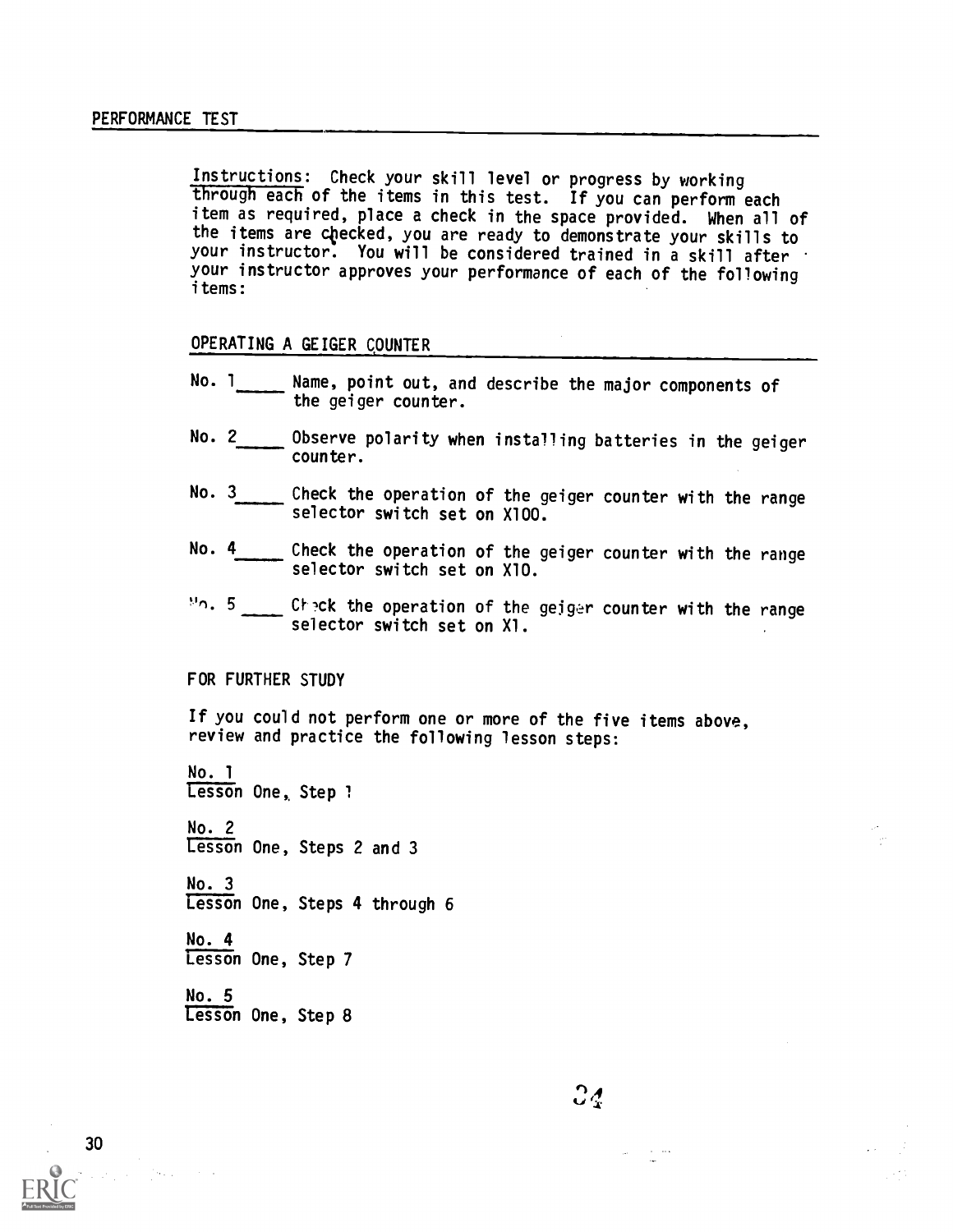## PERFORMANCE TEST

Instructions: Check your skill level or progress by working through each of the items in this test. If you can perform each item as required, place a check in the space provided. When all of the items are checked, you are ready to demonstrate your skills to your instructor. You will be considered trained in a skill after your instructor approves your performance of each of the following items:

### OPERATING A GEIGER COUNTER

No. 1 _____ Name, point out, and describe the major components of the geiger counter.

No. 2 _____ Observe polarity when installing batteries in the geiger counter.

No. 3 _____ Check the operation of the geiger counter with the range selector switch set on X100.

No. 4 _____ Check the operation of the geiger counter with the range selector switch set on X10.

No. 5 _____ Check the operation of the geiger counter with the range selector switch set on X1.

### FOR FURTHER STUDY

If you could not perform one or more of the five items above, review and practice the following lesson steps:

No. 1
Lesson One, Step 1

No. 2
Lesson One, Steps 2 and 3

No. 3
Lesson One, Steps 4 through 6

No. 4
Lesson One, Step 7

No. 5
Lesson One, Step 8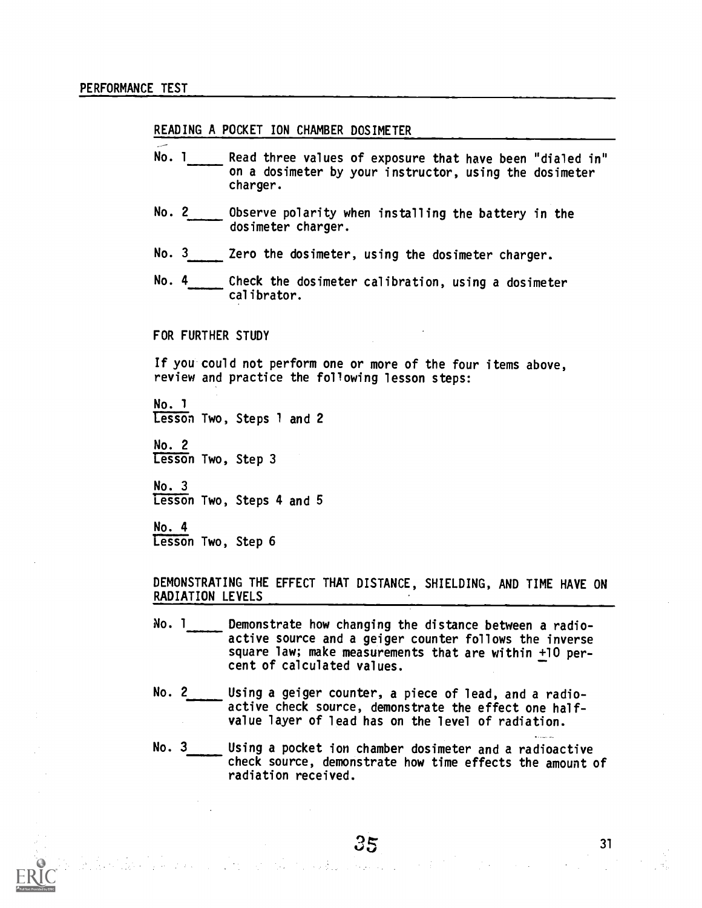## PERFORMANCE TEST

### READING A POCKET ION CHAMBER DOSIMETER

No. 1\_\_\_\_ Read three values of exposure that have been "dialed in" on a dosimeter by your instructor, using the dosimeter charger.

No. 2\_\_\_\_ Observe polarity when installing the battery in the dosimeter charger.

No. 3\_\_\_\_ Zero the dosimeter, using the dosimeter charger.

No. 4\_\_\_\_ Check the dosimeter calibration, using a dosimeter calibrator.

FOR FURTHER STUDY

If you could not perform one or more of the four items above, review and practice the following lesson steps:

No. 1
Lesson Two, Steps 1 and 2

No. 2
Lesson Two, Step 3

No. 3
Lesson Two, Steps 4 and 5

No. 4
Lesson Two, Step 6

### DEMONSTRATING THE EFFECT THAT DISTANCE, SHIELDING, AND TIME HAVE ON RADIATION LEVELS

No. 1\_\_\_\_ Demonstrate how changing the distance between a radioactive source and a geiger counter follows the inverse square law; make measurements that are within $\pm 10$ percent of calculated values.

No. 2\_\_\_\_ Using a geiger counter, a piece of lead, and a radioactive check source, demonstrate the effect one half-value layer of lead has on the level of radiation.

No. 3\_\_\_\_ Using a pocket ion chamber dosimeter and a radioactive check source, demonstrate how time effects the amount of radiation received.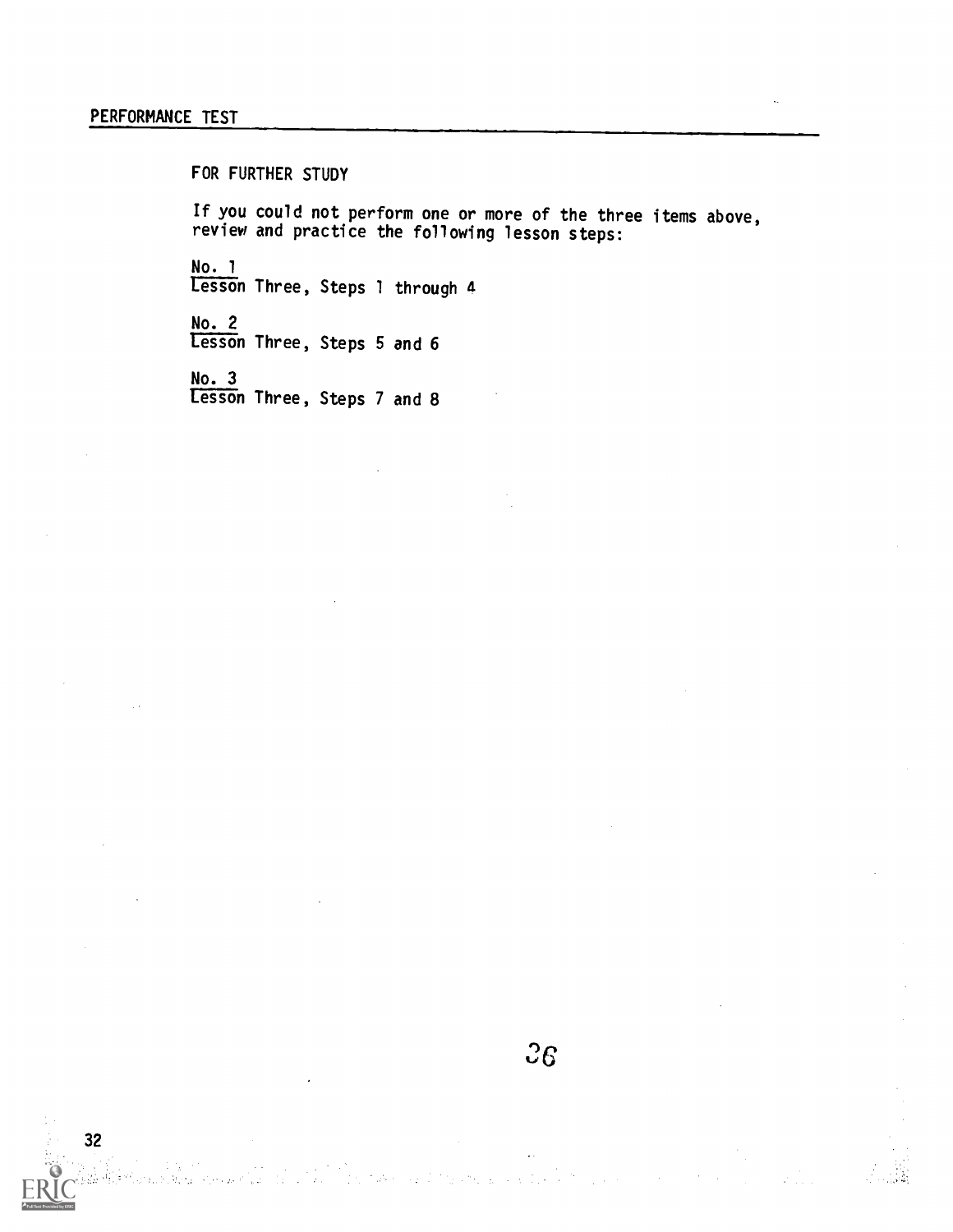FOR FURTHER STUDY

If you could not perform one or more of the three items above, review and practice the following lesson steps:

No. 1
Lesson Three, Steps 1 through 4

No. 2
Lesson Three, Steps 5 and 6

No. 3
Lesson Three, Steps 7 and 8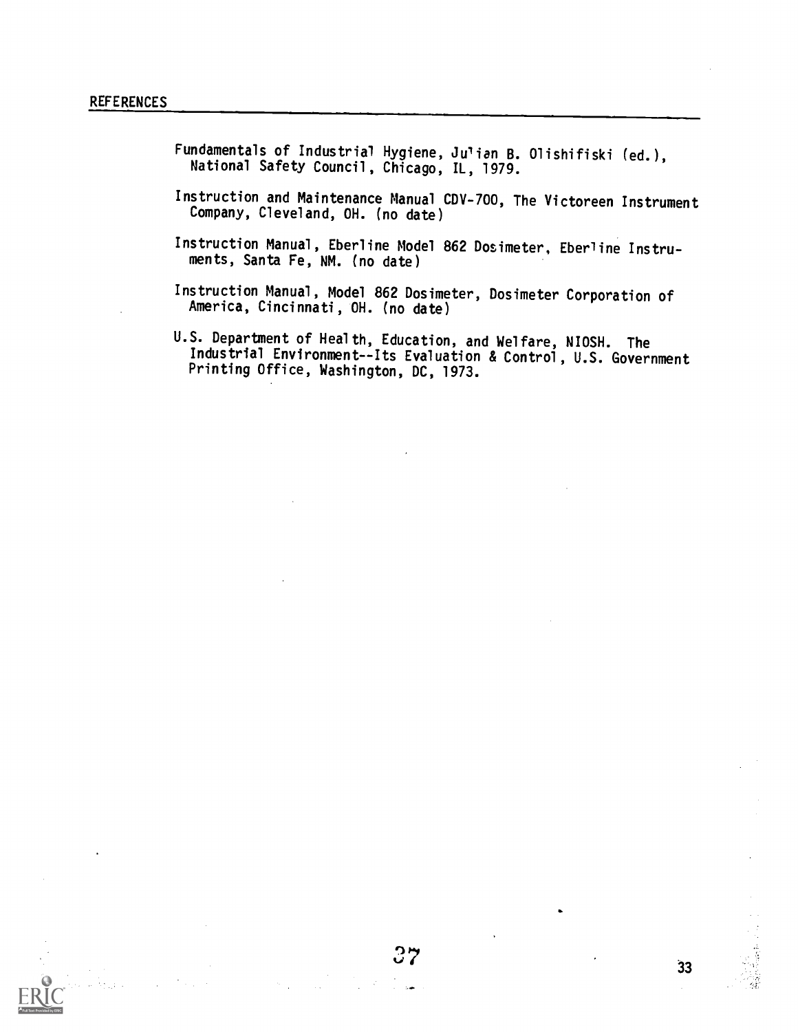## REFERENCES

Fundamentals of Industrial Hygiene, Julian B. Olishifiski (ed.), National Safety Council, Chicago, IL, 1979.

Instruction and Maintenance Manual CDV-700, The Victoreen Instrument Company, Cleveland, OH. (no date)

Instruction Manual, Eberline Model 862 Dosimeter, Eberline Instruments, Santa Fe, NM. (no date)

Instruction Manual, Model 862 Dosimeter, Dosimeter Corporation of America, Cincinnati, OH. (no date)

U.S. Department of Health, Education, and Welfare, NIOSH. The Industrial Environment--Its Evaluation & Control, U.S. Government Printing Office, Washington, DC, 1973.